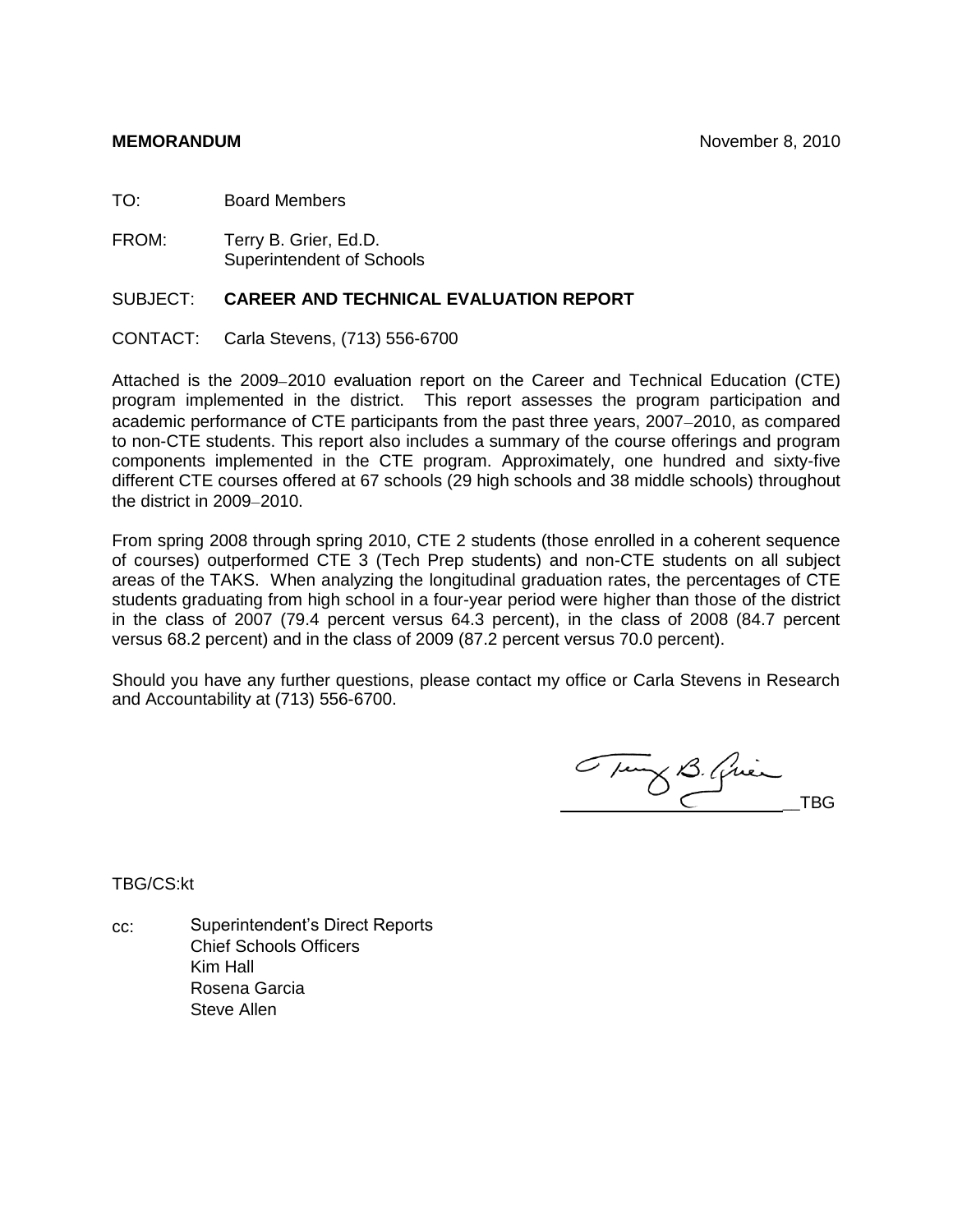**MEMORANDUM** November 8, 2010

TO: Board Members

FROM: Terry B. Grier, Ed.D.
Superintendent of Schools

SUBJECT: **CAREER AND TECHNICAL EVALUATION REPORT**

CONTACT: Carla Stevens, (713) 556-6700

Attached is the 2009–2010 evaluation report on the Career and Technical Education (CTE) program implemented in the district. This report assesses the program participation and academic performance of CTE participants from the past three years, 2007–2010, as compared to non-CTE students. This report also includes a summary of the course offerings and program components implemented in the CTE program. Approximately, one hundred and sixty-five different CTE courses offered at 67 schools (29 high schools and 38 middle schools) throughout the district in 2009–2010.

From spring 2008 through spring 2010, CTE 2 students (those enrolled in a coherent sequence of courses) outperformed CTE 3 (Tech Prep students) and non-CTE students on all subject areas of the TAKS. When analyzing the longitudinal graduation rates, the percentages of CTE students graduating from high school in a four-year period were higher than those of the district in the class of 2007 (79.4 percent versus 64.3 percent), in the class of 2008 (84.7 percent versus 68.2 percent) and in the class of 2009 (87.2 percent versus 70.0 percent).

Should you have any further questions, please contact my office or Carla Stevens in Research and Accountability at (713) 556-6700.

Terry B. Grier
__TBG

TBG/CS:kt

cc: Superintendent's Direct Reports
Chief Schools Officers
Kim Hall
Rosena Garcia
Steve Allen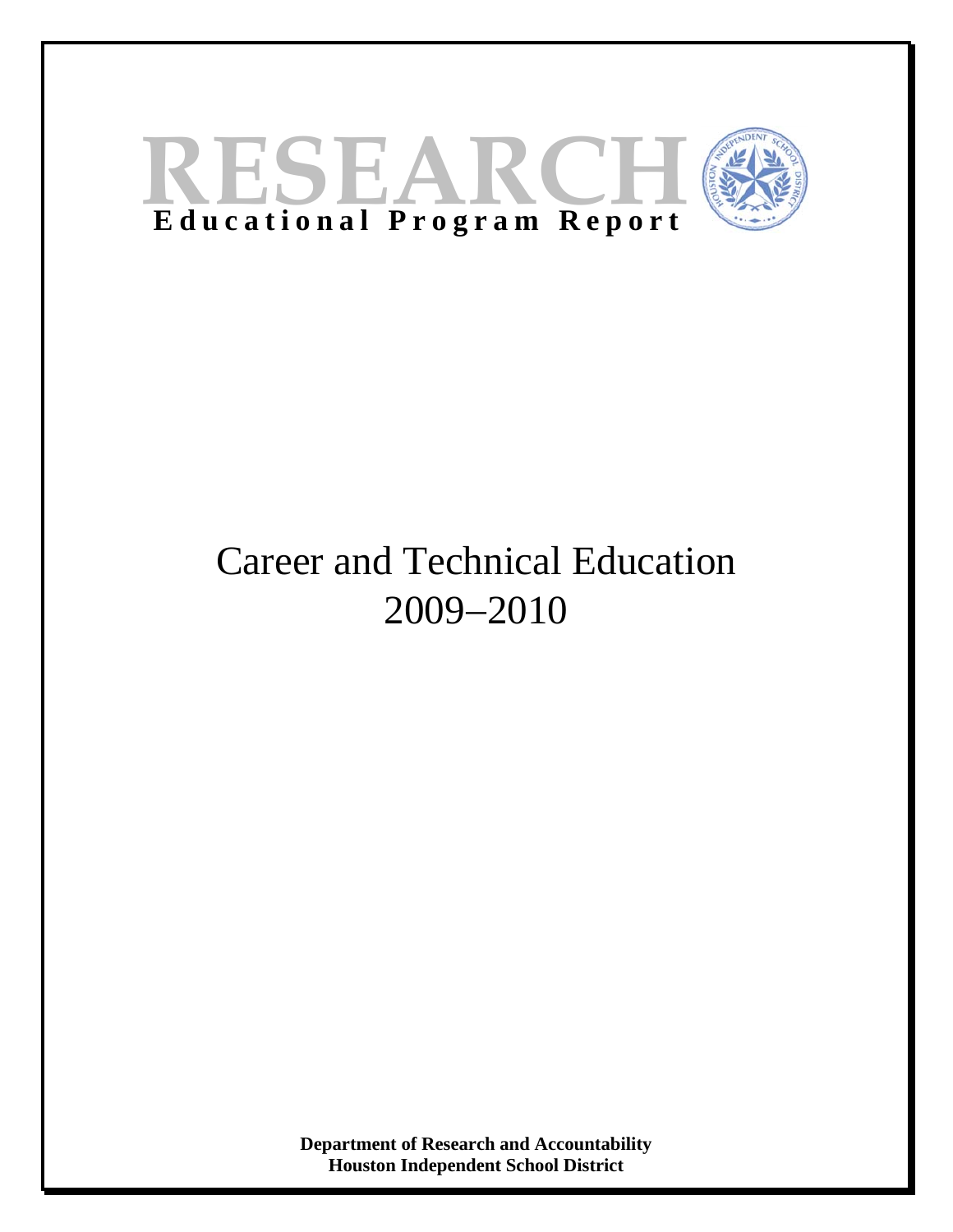# RESEARCH

**Educational Program Report**

# Career and Technical Education 2009–2010

**Department of Research and Accountability**
**Houston Independent School District**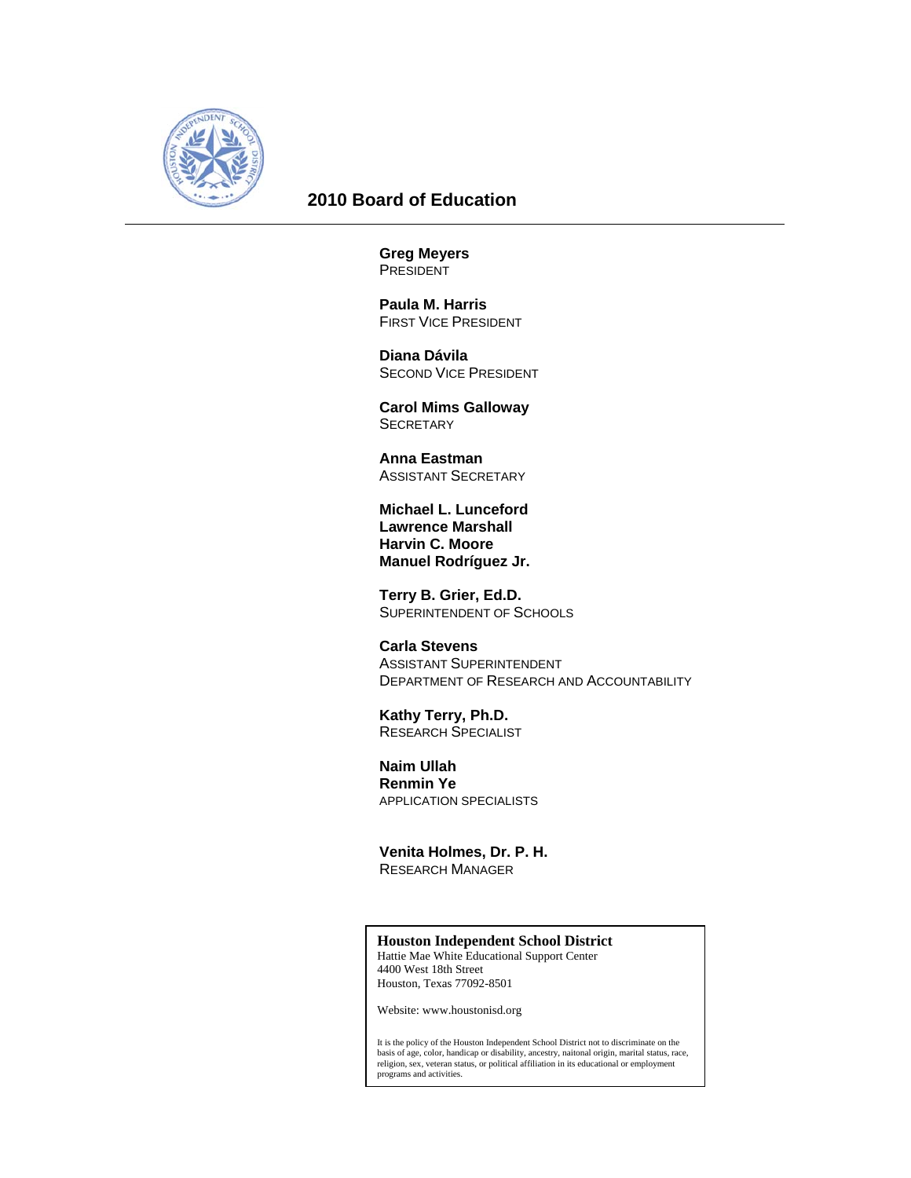## 2010 Board of Education

**Greg Meyers**
President

**Paula M. Harris**
First Vice President

**Diana Dávila**
Second Vice President

**Carol Mims Galloway**
Secretary

**Anna Eastman**
Assistant Secretary

**Michael L. Lunceford**
**Lawrence Marshall**
**Harvin C. Moore**
**Manuel Rodríguez Jr.**

**Terry B. Grier, Ed.D.**
Superintendent of Schools

**Carla Stevens**
Assistant Superintendent
Department of Research and Accountability

**Kathy Terry, Ph.D.**
Research Specialist

**Naim Ullah**
**Renmin Ye**
Application Specialists

**Venita Holmes, Dr. P. H.**
Research Manager

**Houston Independent School District**
Hattie Mae White Educational Support Center
4400 West 18th Street
Houston, Texas 77092-8501

Website: www.houstonisd.org

It is the policy of the Houston Independent School District not to discriminate on the basis of age, color, handicap or disability, ancestry, naitonal origin, marital status, race, religion, sex, veteran status, or political affiliation in its educational or employment programs and activities.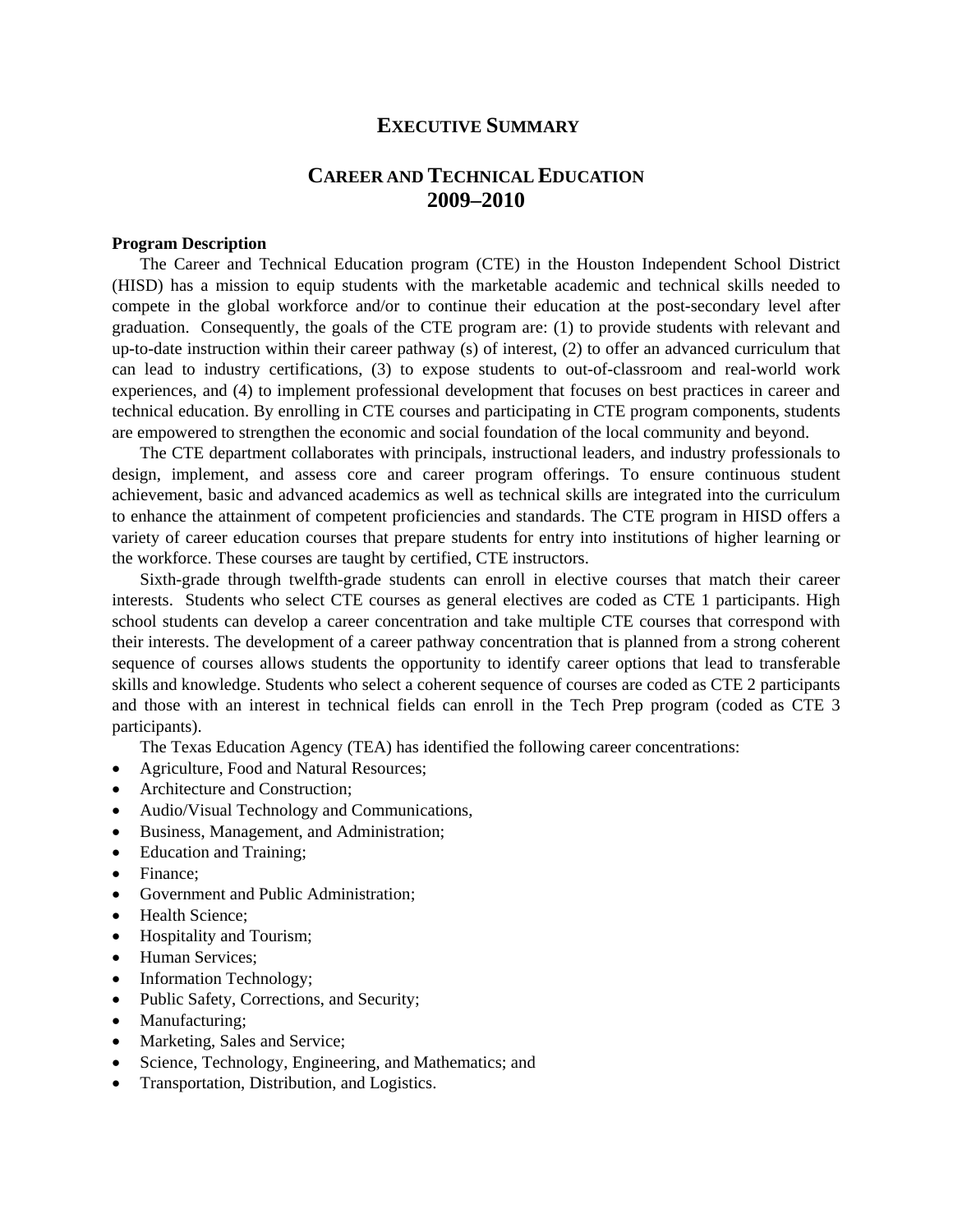# EXECUTIVE SUMMARY

## CAREER AND TECHNICAL EDUCATION 2009–2010

**Program Description**

The Career and Technical Education program (CTE) in the Houston Independent School District (HISD) has a mission to equip students with the marketable academic and technical skills needed to compete in the global workforce and/or to continue their education at the post-secondary level after graduation. Consequently, the goals of the CTE program are: (1) to provide students with relevant and up-to-date instruction within their career pathway (s) of interest, (2) to offer an advanced curriculum that can lead to industry certifications, (3) to expose students to out-of-classroom and real-world work experiences, and (4) to implement professional development that focuses on best practices in career and technical education. By enrolling in CTE courses and participating in CTE program components, students are empowered to strengthen the economic and social foundation of the local community and beyond.

The CTE department collaborates with principals, instructional leaders, and industry professionals to design, implement, and assess core and career program offerings. To ensure continuous student achievement, basic and advanced academics as well as technical skills are integrated into the curriculum to enhance the attainment of competent proficiencies and standards. The CTE program in HISD offers a variety of career education courses that prepare students for entry into institutions of higher learning or the workforce. These courses are taught by certified, CTE instructors.

Sixth-grade through twelfth-grade students can enroll in elective courses that match their career interests. Students who select CTE courses as general electives are coded as CTE 1 participants. High school students can develop a career concentration and take multiple CTE courses that correspond with their interests. The development of a career pathway concentration that is planned from a strong coherent sequence of courses allows students the opportunity to identify career options that lead to transferable skills and knowledge. Students who select a coherent sequence of courses are coded as CTE 2 participants and those with an interest in technical fields can enroll in the Tech Prep program (coded as CTE 3 participants).

The Texas Education Agency (TEA) has identified the following career concentrations:

- Agriculture, Food and Natural Resources;
- Architecture and Construction;
- Audio/Visual Technology and Communications,
- Business, Management, and Administration;
- Education and Training;
- Finance;
- Government and Public Administration;
- Health Science;
- Hospitality and Tourism;
- Human Services;
- Information Technology;
- Public Safety, Corrections, and Security;
- Manufacturing;
- Marketing, Sales and Service;
- Science, Technology, Engineering, and Mathematics; and
- Transportation, Distribution, and Logistics.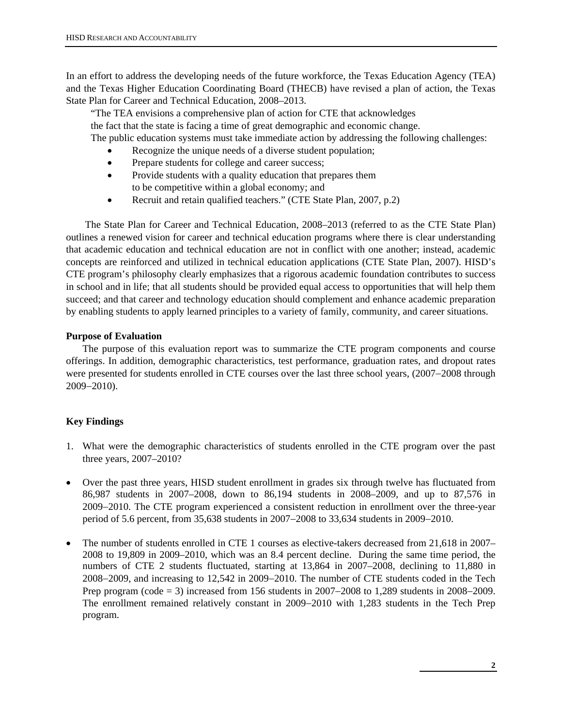In an effort to address the developing needs of the future workforce, the Texas Education Agency (TEA) and the Texas Higher Education Coordinating Board (THECB) have revised a plan of action, the Texas State Plan for Career and Technical Education, 2008–2013.

> "The TEA envisions a comprehensive plan of action for CTE that acknowledges the fact that the state is facing a time of great demographic and economic change. The public education systems must take immediate action by addressing the following challenges:
>
> - Recognize the unique needs of a diverse student population;
> - Prepare students for college and career success;
> - Provide students with a quality education that prepares them to be competitive within a global economy; and
> - Recruit and retain qualified teachers." (CTE State Plan, 2007, p.2)

The State Plan for Career and Technical Education, 2008–2013 (referred to as the CTE State Plan) outlines a renewed vision for career and technical education programs where there is clear understanding that academic education and technical education are not in conflict with one another; instead, academic concepts are reinforced and utilized in technical education applications (CTE State Plan, 2007). HISD's CTE program's philosophy clearly emphasizes that a rigorous academic foundation contributes to success in school and in life; that all students should be provided equal access to opportunities that will help them succeed; and that career and technology education should complement and enhance academic preparation by enabling students to apply learned principles to a variety of family, community, and career situations.

**Purpose of Evaluation**

The purpose of this evaluation report was to summarize the CTE program components and course offerings. In addition, demographic characteristics, test performance, graduation rates, and dropout rates were presented for students enrolled in CTE courses over the last three school years, (2007−2008 through 2009−2010).

**Key Findings**

1. What were the demographic characteristics of students enrolled in the CTE program over the past three years, 2007–2010?

- Over the past three years, HISD student enrollment in grades six through twelve has fluctuated from 86,987 students in 2007–2008, down to 86,194 students in 2008–2009, and up to 87,576 in 2009−2010. The CTE program experienced a consistent reduction in enrollment over the three-year period of 5.6 percent, from 35,638 students in 2007−2008 to 33,634 students in 2009−2010.
- The number of students enrolled in CTE 1 courses as elective-takers decreased from 21,618 in 2007–2008 to 19,809 in 2009–2010, which was an 8.4 percent decline. During the same time period, the numbers of CTE 2 students fluctuated, starting at 13,864 in 2007–2008, declining to 11,880 in 2008−2009, and increasing to 12,542 in 2009−2010. The number of CTE students coded in the Tech Prep program (code = 3) increased from 156 students in 2007−2008 to 1,289 students in 2008–2009. The enrollment remained relatively constant in 2009−2010 with 1,283 students in the Tech Prep program.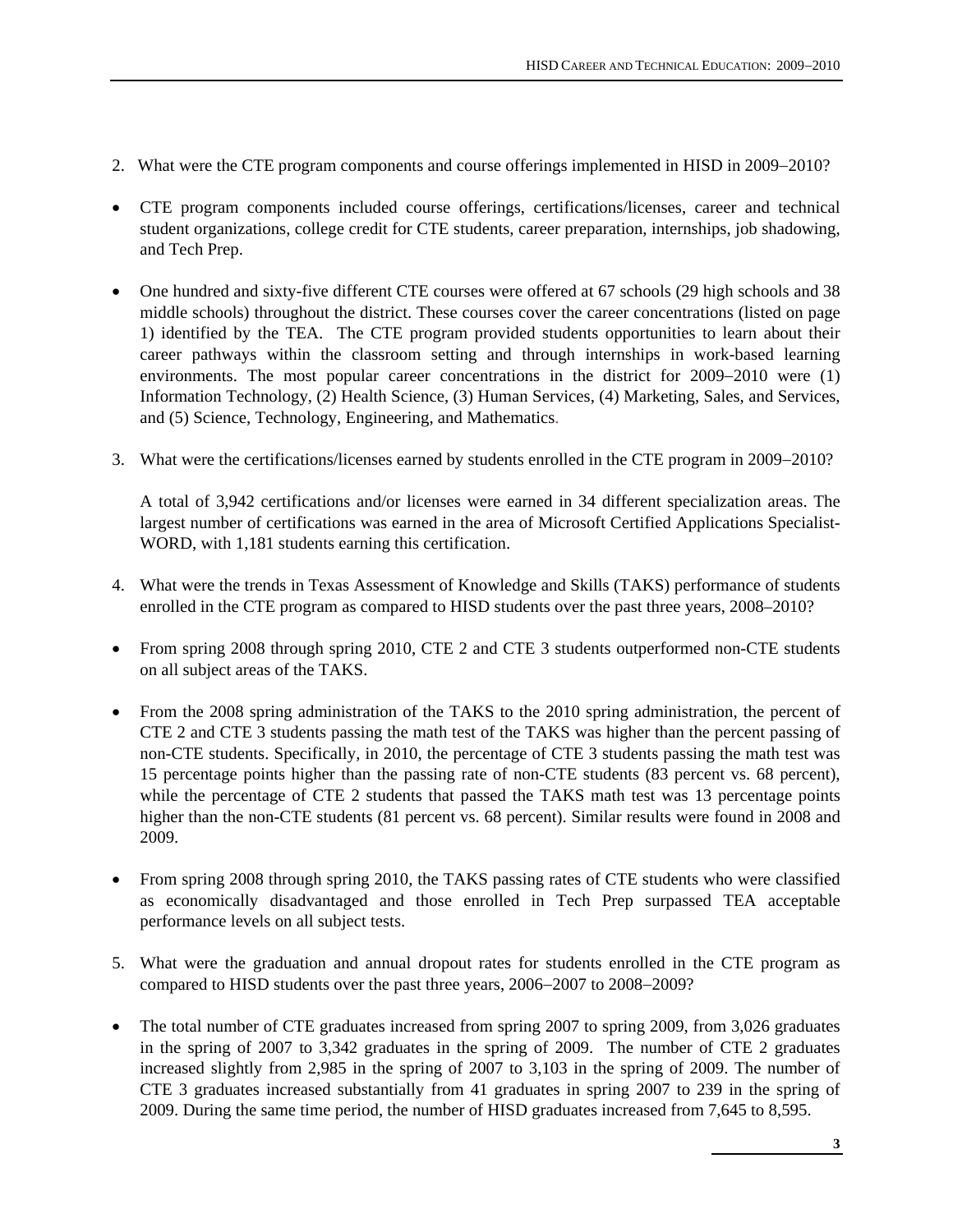2. What were the CTE program components and course offerings implemented in HISD in 2009−2010?

- CTE program components included course offerings, certifications/licenses, career and technical student organizations, college credit for CTE students, career preparation, internships, job shadowing, and Tech Prep.

- One hundred and sixty-five different CTE courses were offered at 67 schools (29 high schools and 38 middle schools) throughout the district. These courses cover the career concentrations (listed on page 1) identified by the TEA. The CTE program provided students opportunities to learn about their career pathways within the classroom setting and through internships in work-based learning environments. The most popular career concentrations in the district for 2009−2010 were (1) Information Technology, (2) Health Science, (3) Human Services, (4) Marketing, Sales, and Services, and (5) Science, Technology, Engineering, and Mathematics.

3. What were the certifications/licenses earned by students enrolled in the CTE program in 2009−2010?

   A total of 3,942 certifications and/or licenses were earned in 34 different specialization areas. The largest number of certifications was earned in the area of Microsoft Certified Applications Specialist-WORD, with 1,181 students earning this certification.

4. What were the trends in Texas Assessment of Knowledge and Skills (TAKS) performance of students enrolled in the CTE program as compared to HISD students over the past three years, 2008–2010?

- From spring 2008 through spring 2010, CTE 2 and CTE 3 students outperformed non-CTE students on all subject areas of the TAKS.

- From the 2008 spring administration of the TAKS to the 2010 spring administration, the percent of CTE 2 and CTE 3 students passing the math test of the TAKS was higher than the percent passing of non-CTE students. Specifically, in 2010, the percentage of CTE 3 students passing the math test was 15 percentage points higher than the passing rate of non-CTE students (83 percent vs. 68 percent), while the percentage of CTE 2 students that passed the TAKS math test was 13 percentage points higher than the non-CTE students (81 percent vs. 68 percent). Similar results were found in 2008 and 2009.

- From spring 2008 through spring 2010, the TAKS passing rates of CTE students who were classified as economically disadvantaged and those enrolled in Tech Prep surpassed TEA acceptable performance levels on all subject tests.

5. What were the graduation and annual dropout rates for students enrolled in the CTE program as compared to HISD students over the past three years, 2006−2007 to 2008−2009?

- The total number of CTE graduates increased from spring 2007 to spring 2009, from 3,026 graduates in the spring of 2007 to 3,342 graduates in the spring of 2009. The number of CTE 2 graduates increased slightly from 2,985 in the spring of 2007 to 3,103 in the spring of 2009. The number of CTE 3 graduates increased substantially from 41 graduates in spring 2007 to 239 in the spring of 2009. During the same time period, the number of HISD graduates increased from 7,645 to 8,595.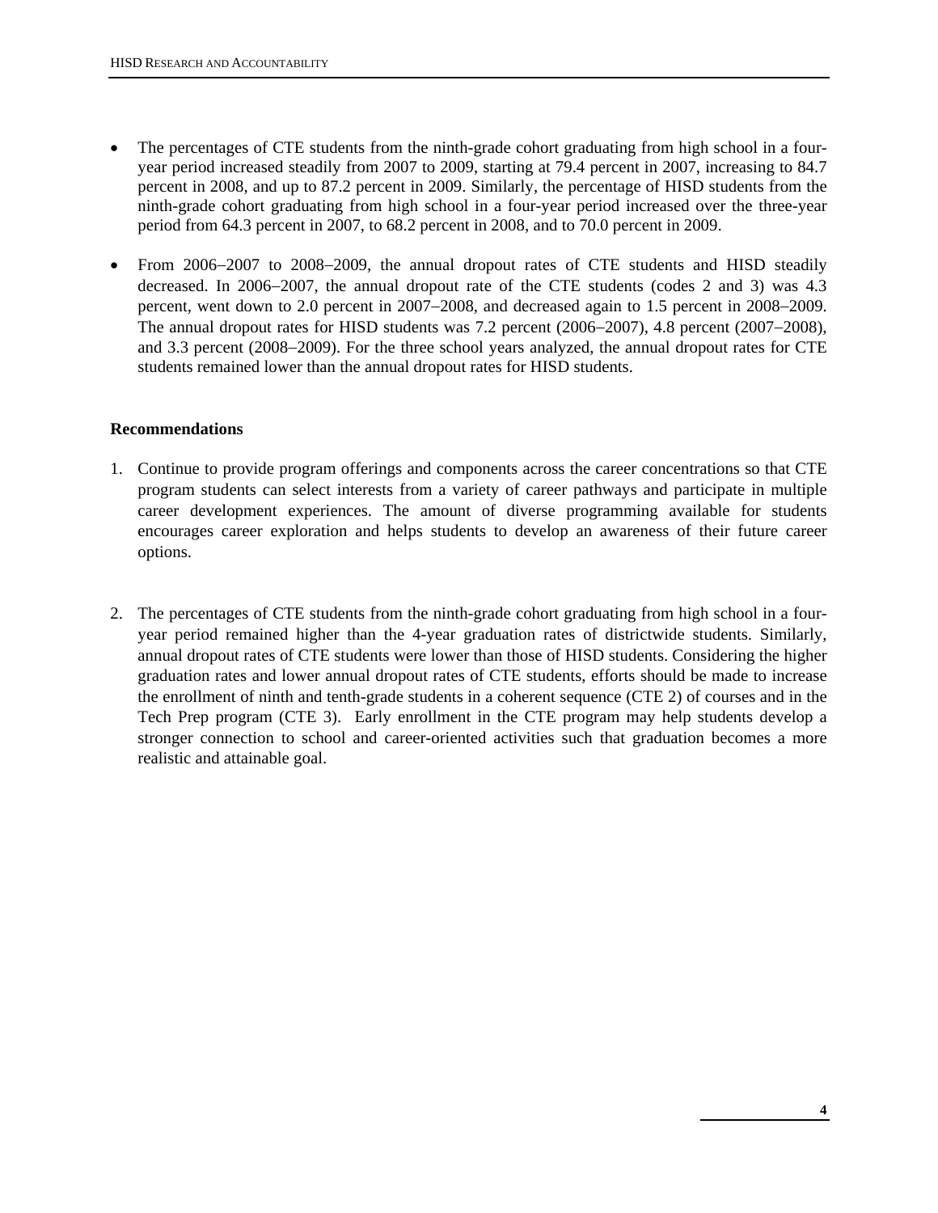- The percentages of CTE students from the ninth-grade cohort graduating from high school in a four-year period increased steadily from 2007 to 2009, starting at 79.4 percent in 2007, increasing to 84.7 percent in 2008, and up to 87.2 percent in 2009. Similarly, the percentage of HISD students from the ninth-grade cohort graduating from high school in a four-year period increased over the three-year period from 64.3 percent in 2007, to 68.2 percent in 2008, and to 70.0 percent in 2009.

- From 2006−2007 to 2008−2009, the annual dropout rates of CTE students and HISD steadily decreased. In 2006−2007, the annual dropout rate of the CTE students (codes 2 and 3) was 4.3 percent, went down to 2.0 percent in 2007−2008, and decreased again to 1.5 percent in 2008−2009. The annual dropout rates for HISD students was 7.2 percent (2006−2007), 4.8 percent (2007−2008), and 3.3 percent (2008−2009). For the three school years analyzed, the annual dropout rates for CTE students remained lower than the annual dropout rates for HISD students.

**Recommendations**

1. Continue to provide program offerings and components across the career concentrations so that CTE program students can select interests from a variety of career pathways and participate in multiple career development experiences. The amount of diverse programming available for students encourages career exploration and helps students to develop an awareness of their future career options.

2. The percentages of CTE students from the ninth-grade cohort graduating from high school in a four-year period remained higher than the 4-year graduation rates of districtwide students. Similarly, annual dropout rates of CTE students were lower than those of HISD students. Considering the higher graduation rates and lower annual dropout rates of CTE students, efforts should be made to increase the enrollment of ninth and tenth-grade students in a coherent sequence (CTE 2) of courses and in the Tech Prep program (CTE 3). Early enrollment in the CTE program may help students develop a stronger connection to school and career-oriented activities such that graduation becomes a more realistic and attainable goal.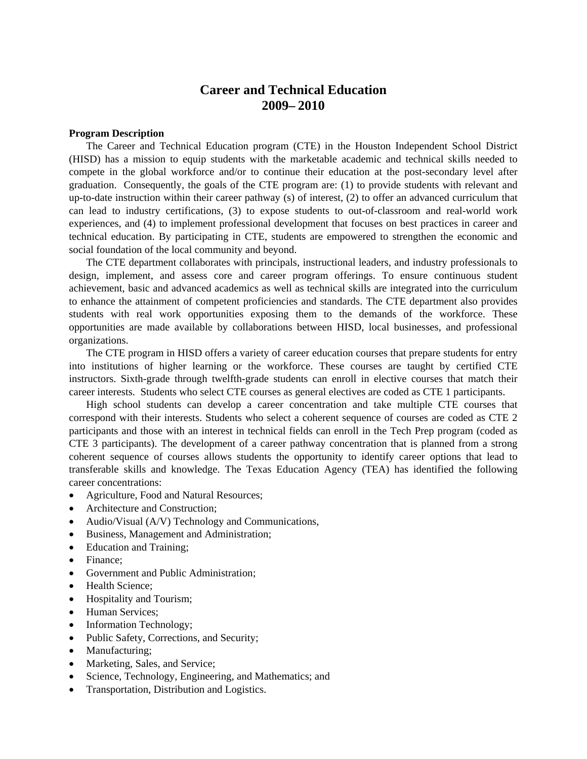# Career and Technical Education
# 2009– 2010

**Program Description**

The Career and Technical Education program (CTE) in the Houston Independent School District (HISD) has a mission to equip students with the marketable academic and technical skills needed to compete in the global workforce and/or to continue their education at the post-secondary level after graduation. Consequently, the goals of the CTE program are: (1) to provide students with relevant and up-to-date instruction within their career pathway (s) of interest, (2) to offer an advanced curriculum that can lead to industry certifications, (3) to expose students to out-of-classroom and real-world work experiences, and (4) to implement professional development that focuses on best practices in career and technical education. By participating in CTE, students are empowered to strengthen the economic and social foundation of the local community and beyond.

The CTE department collaborates with principals, instructional leaders, and industry professionals to design, implement, and assess core and career program offerings. To ensure continuous student achievement, basic and advanced academics as well as technical skills are integrated into the curriculum to enhance the attainment of competent proficiencies and standards. The CTE department also provides students with real work opportunities exposing them to the demands of the workforce. These opportunities are made available by collaborations between HISD, local businesses, and professional organizations.

The CTE program in HISD offers a variety of career education courses that prepare students for entry into institutions of higher learning or the workforce. These courses are taught by certified CTE instructors. Sixth-grade through twelfth-grade students can enroll in elective courses that match their career interests. Students who select CTE courses as general electives are coded as CTE 1 participants.

High school students can develop a career concentration and take multiple CTE courses that correspond with their interests. Students who select a coherent sequence of courses are coded as CTE 2 participants and those with an interest in technical fields can enroll in the Tech Prep program (coded as CTE 3 participants). The development of a career pathway concentration that is planned from a strong coherent sequence of courses allows students the opportunity to identify career options that lead to transferable skills and knowledge. The Texas Education Agency (TEA) has identified the following career concentrations:

- Agriculture, Food and Natural Resources;
- Architecture and Construction;
- Audio/Visual (A/V) Technology and Communications,
- Business, Management and Administration;
- Education and Training;
- Finance;
- Government and Public Administration;
- Health Science;
- Hospitality and Tourism;
- Human Services;
- Information Technology;
- Public Safety, Corrections, and Security;
- Manufacturing;
- Marketing, Sales, and Service;
- Science, Technology, Engineering, and Mathematics; and
- Transportation, Distribution and Logistics.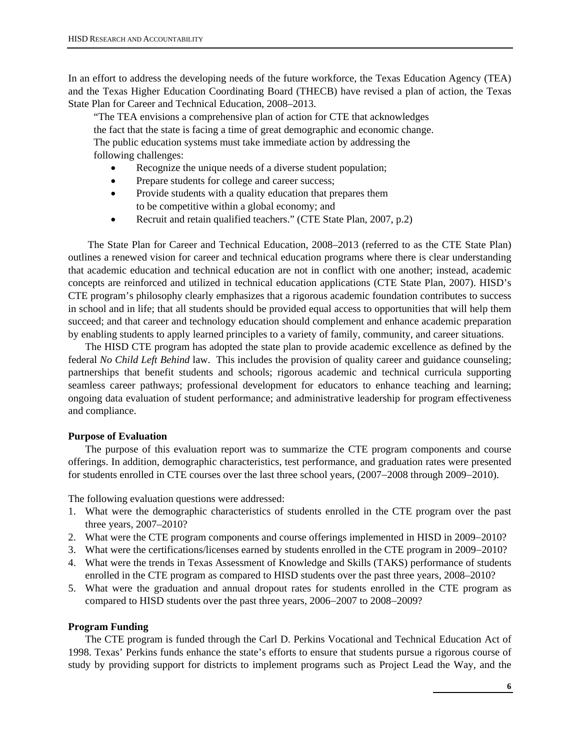In an effort to address the developing needs of the future workforce, the Texas Education Agency (TEA) and the Texas Higher Education Coordinating Board (THECB) have revised a plan of action, the Texas State Plan for Career and Technical Education, 2008–2013.

> "The TEA envisions a comprehensive plan of action for CTE that acknowledges the fact that the state is facing a time of great demographic and economic change. The public education systems must take immediate action by addressing the following challenges:
>
> - Recognize the unique needs of a diverse student population;
> - Prepare students for college and career success;
> - Provide students with a quality education that prepares them to be competitive within a global economy; and
> - Recruit and retain qualified teachers." (CTE State Plan, 2007, p.2)

The State Plan for Career and Technical Education, 2008–2013 (referred to as the CTE State Plan) outlines a renewed vision for career and technical education programs where there is clear understanding that academic education and technical education are not in conflict with one another; instead, academic concepts are reinforced and utilized in technical education applications (CTE State Plan, 2007). HISD's CTE program's philosophy clearly emphasizes that a rigorous academic foundation contributes to success in school and in life; that all students should be provided equal access to opportunities that will help them succeed; and that career and technology education should complement and enhance academic preparation by enabling students to apply learned principles to a variety of family, community, and career situations.

The HISD CTE program has adopted the state plan to provide academic excellence as defined by the federal *No Child Left Behind* law. This includes the provision of quality career and guidance counseling; partnerships that benefit students and schools; rigorous academic and technical curricula supporting seamless career pathways; professional development for educators to enhance teaching and learning; ongoing data evaluation of student performance; and administrative leadership for program effectiveness and compliance.

**Purpose of Evaluation**

The purpose of this evaluation report was to summarize the CTE program components and course offerings. In addition, demographic characteristics, test performance, and graduation rates were presented for students enrolled in CTE courses over the last three school years, (2007–2008 through 2009–2010).

The following evaluation questions were addressed:

1. What were the demographic characteristics of students enrolled in the CTE program over the past three years, 2007–2010?
2. What were the CTE program components and course offerings implemented in HISD in 2009–2010?
3. What were the certifications/licenses earned by students enrolled in the CTE program in 2009–2010?
4. What were the trends in Texas Assessment of Knowledge and Skills (TAKS) performance of students enrolled in the CTE program as compared to HISD students over the past three years, 2008–2010?
5. What were the graduation and annual dropout rates for students enrolled in the CTE program as compared to HISD students over the past three years, 2006–2007 to 2008–2009?

**Program Funding**

The CTE program is funded through the Carl D. Perkins Vocational and Technical Education Act of 1998. Texas' Perkins funds enhance the state's efforts to ensure that students pursue a rigorous course of study by providing support for districts to implement programs such as Project Lead the Way, and the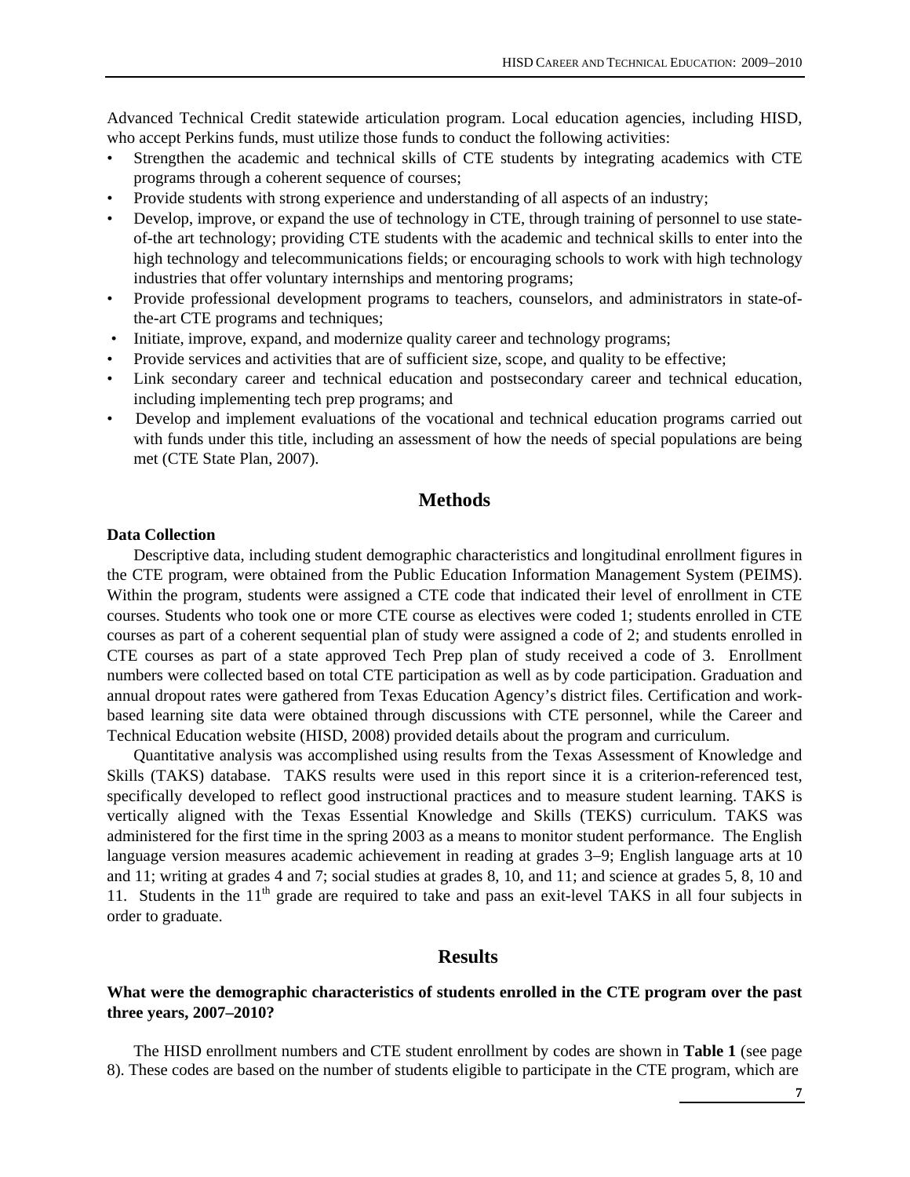Advanced Technical Credit statewide articulation program. Local education agencies, including HISD, who accept Perkins funds, must utilize those funds to conduct the following activities:

- Strengthen the academic and technical skills of CTE students by integrating academics with CTE programs through a coherent sequence of courses;
- Provide students with strong experience and understanding of all aspects of an industry;
- Develop, improve, or expand the use of technology in CTE, through training of personnel to use state-of-the art technology; providing CTE students with the academic and technical skills to enter into the high technology and telecommunications fields; or encouraging schools to work with high technology industries that offer voluntary internships and mentoring programs;
- Provide professional development programs to teachers, counselors, and administrators in state-of-the-art CTE programs and techniques;
- Initiate, improve, expand, and modernize quality career and technology programs;
- Provide services and activities that are of sufficient size, scope, and quality to be effective;
- Link secondary career and technical education and postsecondary career and technical education, including implementing tech prep programs; and
- Develop and implement evaluations of the vocational and technical education programs carried out with funds under this title, including an assessment of how the needs of special populations are being met (CTE State Plan, 2007).

## Methods

### Data Collection

Descriptive data, including student demographic characteristics and longitudinal enrollment figures in the CTE program, were obtained from the Public Education Information Management System (PEIMS). Within the program, students were assigned a CTE code that indicated their level of enrollment in CTE courses. Students who took one or more CTE course as electives were coded 1; students enrolled in CTE courses as part of a coherent sequential plan of study were assigned a code of 2; and students enrolled in CTE courses as part of a state approved Tech Prep plan of study received a code of 3. Enrollment numbers were collected based on total CTE participation as well as by code participation. Graduation and annual dropout rates were gathered from Texas Education Agency's district files. Certification and work-based learning site data were obtained through discussions with CTE personnel, while the Career and Technical Education website (HISD, 2008) provided details about the program and curriculum.

Quantitative analysis was accomplished using results from the Texas Assessment of Knowledge and Skills (TAKS) database. TAKS results were used in this report since it is a criterion-referenced test, specifically developed to reflect good instructional practices and to measure student learning. TAKS is vertically aligned with the Texas Essential Knowledge and Skills (TEKS) curriculum. TAKS was administered for the first time in the spring 2003 as a means to monitor student performance. The English language version measures academic achievement in reading at grades 3–9; English language arts at 10 and 11; writing at grades 4 and 7; social studies at grades 8, 10, and 11; and science at grades 5, 8, 10 and 11. Students in the 11th grade are required to take and pass an exit-level TAKS in all four subjects in order to graduate.

## Results

### What were the demographic characteristics of students enrolled in the CTE program over the past three years, 2007–2010?

The HISD enrollment numbers and CTE student enrollment by codes are shown in **Table 1** (see page 8). These codes are based on the number of students eligible to participate in the CTE program, which are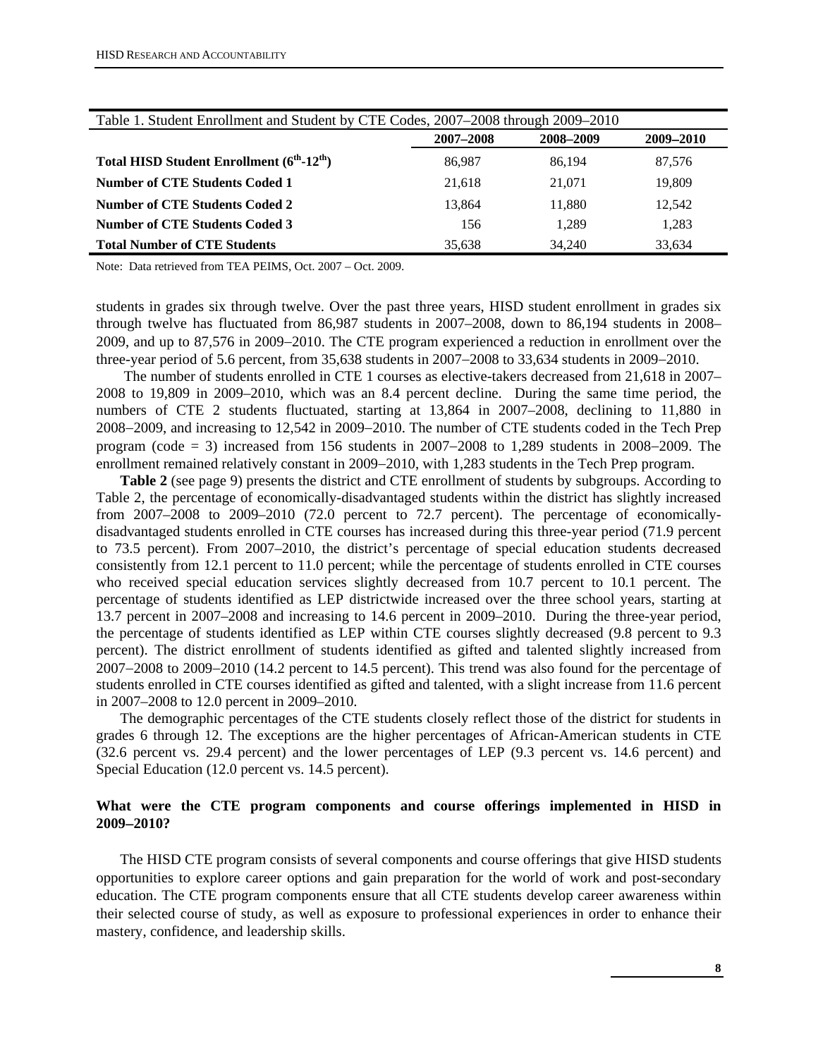Table 1. Student Enrollment and Student by CTE Codes, 2007–2008 through 2009–2010

| | 2007–2008 | 2008–2009 | 2009–2010 |
|---|---|---|---|
| **Total HISD Student Enrollment ($6^{th}$-$12^{th}$)** | 86,987 | 86,194 | 87,576 |
| **Number of CTE Students Coded 1** | 21,618 | 21,071 | 19,809 |
| **Number of CTE Students Coded 2** | 13,864 | 11,880 | 12,542 |
| **Number of CTE Students Coded 3** | 156 | 1,289 | 1,283 |
| **Total Number of CTE Students** | 35,638 | 34,240 | 33,634 |

Note: Data retrieved from TEA PEIMS, Oct. 2007 – Oct. 2009.

students in grades six through twelve. Over the past three years, HISD student enrollment in grades six through twelve has fluctuated from 86,987 students in 2007–2008, down to 86,194 students in 2008–2009, and up to 87,576 in 2009–2010. The CTE program experienced a reduction in enrollment over the three-year period of 5.6 percent, from 35,638 students in 2007–2008 to 33,634 students in 2009–2010.

The number of students enrolled in CTE 1 courses as elective-takers decreased from 21,618 in 2007–2008 to 19,809 in 2009–2010, which was an 8.4 percent decline. During the same time period, the numbers of CTE 2 students fluctuated, starting at 13,864 in 2007–2008, declining to 11,880 in 2008–2009, and increasing to 12,542 in 2009–2010. The number of CTE students coded in the Tech Prep program (code = 3) increased from 156 students in 2007–2008 to 1,289 students in 2008–2009. The enrollment remained relatively constant in 2009–2010, with 1,283 students in the Tech Prep program.

**Table 2** (see page 9) presents the district and CTE enrollment of students by subgroups. According to Table 2, the percentage of economically-disadvantaged students within the district has slightly increased from 2007–2008 to 2009–2010 (72.0 percent to 72.7 percent). The percentage of economically-disadvantaged students enrolled in CTE courses has increased during this three-year period (71.9 percent to 73.5 percent). From 2007–2010, the district's percentage of special education students decreased consistently from 12.1 percent to 11.0 percent; while the percentage of students enrolled in CTE courses who received special education services slightly decreased from 10.7 percent to 10.1 percent. The percentage of students identified as LEP districtwide increased over the three school years, starting at 13.7 percent in 2007–2008 and increasing to 14.6 percent in 2009–2010. During the three-year period, the percentage of students identified as LEP within CTE courses slightly decreased (9.8 percent to 9.3 percent). The district enrollment of students identified as gifted and talented slightly increased from 2007–2008 to 2009–2010 (14.2 percent to 14.5 percent). This trend was also found for the percentage of students enrolled in CTE courses identified as gifted and talented, with a slight increase from 11.6 percent in 2007–2008 to 12.0 percent in 2009–2010.

The demographic percentages of the CTE students closely reflect those of the district for students in grades 6 through 12. The exceptions are the higher percentages of African-American students in CTE (32.6 percent vs. 29.4 percent) and the lower percentages of LEP (9.3 percent vs. 14.6 percent) and Special Education (12.0 percent vs. 14.5 percent).

## What were the CTE program components and course offerings implemented in HISD in 2009–2010?

The HISD CTE program consists of several components and course offerings that give HISD students opportunities to explore career options and gain preparation for the world of work and post-secondary education. The CTE program components ensure that all CTE students develop career awareness within their selected course of study, as well as exposure to professional experiences in order to enhance their mastery, confidence, and leadership skills.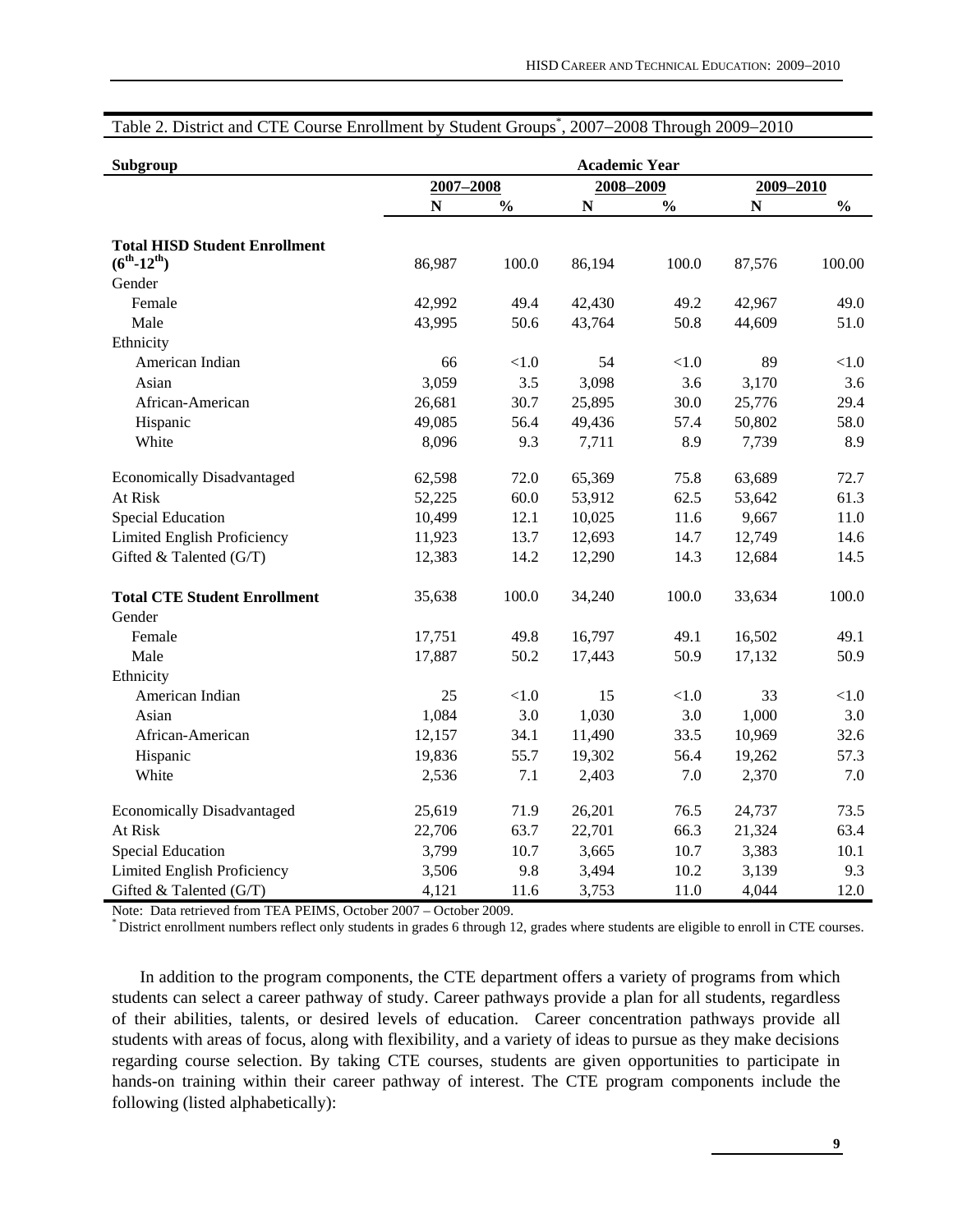Table 2. District and CTE Course Enrollment by Student Groups[*], 2007–2008 Through 2009–2010

| Subgroup | Academic Year | | | | | |
|---|---|---|---|---|---|---|
| | 2007–2008 | | 2008–2009 | | 2009–2010 | |
| | N | % | N | % | N | % |
| **Total HISD Student Enrollment ($6^{th}$-$12^{th}$)** | 86,987 | 100.0 | 86,194 | 100.0 | 87,576 | 100.00 |
| Gender | | | | | | |
| Female | 42,992 | 49.4 | 42,430 | 49.2 | 42,967 | 49.0 |
| Male | 43,995 | 50.6 | 43,764 | 50.8 | 44,609 | 51.0 |
| Ethnicity | | | | | | |
| American Indian | 66 | <1.0 | 54 | <1.0 | 89 | <1.0 |
| Asian | 3,059 | 3.5 | 3,098 | 3.6 | 3,170 | 3.6 |
| African-American | 26,681 | 30.7 | 25,895 | 30.0 | 25,776 | 29.4 |
| Hispanic | 49,085 | 56.4 | 49,436 | 57.4 | 50,802 | 58.0 |
| White | 8,096 | 9.3 | 7,711 | 8.9 | 7,739 | 8.9 |
| Economically Disadvantaged | 62,598 | 72.0 | 65,369 | 75.8 | 63,689 | 72.7 |
| At Risk | 52,225 | 60.0 | 53,912 | 62.5 | 53,642 | 61.3 |
| Special Education | 10,499 | 12.1 | 10,025 | 11.6 | 9,667 | 11.0 |
| Limited English Proficiency | 11,923 | 13.7 | 12,693 | 14.7 | 12,749 | 14.6 |
| Gifted & Talented (G/T) | 12,383 | 14.2 | 12,290 | 14.3 | 12,684 | 14.5 |
| **Total CTE Student Enrollment** | 35,638 | 100.0 | 34,240 | 100.0 | 33,634 | 100.0 |
| Gender | | | | | | |
| Female | 17,751 | 49.8 | 16,797 | 49.1 | 16,502 | 49.1 |
| Male | 17,887 | 50.2 | 17,443 | 50.9 | 17,132 | 50.9 |
| Ethnicity | | | | | | |
| American Indian | 25 | <1.0 | 15 | <1.0 | 33 | <1.0 |
| Asian | 1,084 | 3.0 | 1,030 | 3.0 | 1,000 | 3.0 |
| African-American | 12,157 | 34.1 | 11,490 | 33.5 | 10,969 | 32.6 |
| Hispanic | 19,836 | 55.7 | 19,302 | 56.4 | 19,262 | 57.3 |
| White | 2,536 | 7.1 | 2,403 | 7.0 | 2,370 | 7.0 |
| Economically Disadvantaged | 25,619 | 71.9 | 26,201 | 76.5 | 24,737 | 73.5 |
| At Risk | 22,706 | 63.7 | 22,701 | 66.3 | 21,324 | 63.4 |
| Special Education | 3,799 | 10.7 | 3,665 | 10.7 | 3,383 | 10.1 |
| Limited English Proficiency | 3,506 | 9.8 | 3,494 | 10.2 | 3,139 | 9.3 |
| Gifted & Talented (G/T) | 4,121 | 11.6 | 3,753 | 11.0 | 4,044 | 12.0 |

Note: Data retrieved from TEA PEIMS, October 2007 – October 2009.
[*] District enrollment numbers reflect only students in grades 6 through 12, grades where students are eligible to enroll in CTE courses.

In addition to the program components, the CTE department offers a variety of programs from which students can select a career pathway of study. Career pathways provide a plan for all students, regardless of their abilities, talents, or desired levels of education. Career concentration pathways provide all students with areas of focus, along with flexibility, and a variety of ideas to pursue as they make decisions regarding course selection. By taking CTE courses, students are given opportunities to participate in hands-on training within their career pathway of interest. The CTE program components include the following (listed alphabetically):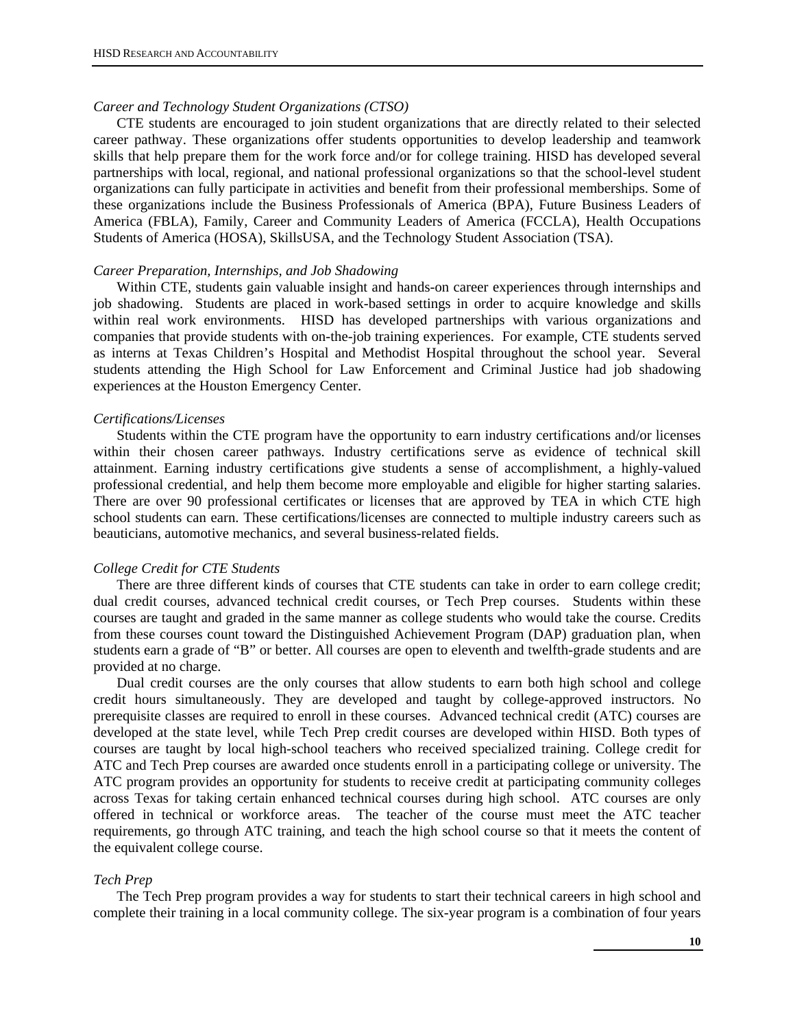*Career and Technology Student Organizations (CTSO)*

CTE students are encouraged to join student organizations that are directly related to their selected career pathway. These organizations offer students opportunities to develop leadership and teamwork skills that help prepare them for the work force and/or for college training. HISD has developed several partnerships with local, regional, and national professional organizations so that the school-level student organizations can fully participate in activities and benefit from their professional memberships. Some of these organizations include the Business Professionals of America (BPA), Future Business Leaders of America (FBLA), Family, Career and Community Leaders of America (FCCLA), Health Occupations Students of America (HOSA), SkillsUSA, and the Technology Student Association (TSA).

*Career Preparation, Internships, and Job Shadowing*

Within CTE, students gain valuable insight and hands-on career experiences through internships and job shadowing. Students are placed in work-based settings in order to acquire knowledge and skills within real work environments. HISD has developed partnerships with various organizations and companies that provide students with on-the-job training experiences. For example, CTE students served as interns at Texas Children's Hospital and Methodist Hospital throughout the school year. Several students attending the High School for Law Enforcement and Criminal Justice had job shadowing experiences at the Houston Emergency Center.

*Certifications/Licenses*

Students within the CTE program have the opportunity to earn industry certifications and/or licenses within their chosen career pathways. Industry certifications serve as evidence of technical skill attainment. Earning industry certifications give students a sense of accomplishment, a highly-valued professional credential, and help them become more employable and eligible for higher starting salaries. There are over 90 professional certificates or licenses that are approved by TEA in which CTE high school students can earn. These certifications/licenses are connected to multiple industry careers such as beauticians, automotive mechanics, and several business-related fields.

*College Credit for CTE Students*

There are three different kinds of courses that CTE students can take in order to earn college credit; dual credit courses, advanced technical credit courses, or Tech Prep courses. Students within these courses are taught and graded in the same manner as college students who would take the course. Credits from these courses count toward the Distinguished Achievement Program (DAP) graduation plan, when students earn a grade of "B" or better. All courses are open to eleventh and twelfth-grade students and are provided at no charge.

Dual credit courses are the only courses that allow students to earn both high school and college credit hours simultaneously. They are developed and taught by college-approved instructors. No prerequisite classes are required to enroll in these courses. Advanced technical credit (ATC) courses are developed at the state level, while Tech Prep credit courses are developed within HISD. Both types of courses are taught by local high-school teachers who received specialized training. College credit for ATC and Tech Prep courses are awarded once students enroll in a participating college or university. The ATC program provides an opportunity for students to receive credit at participating community colleges across Texas for taking certain enhanced technical courses during high school. ATC courses are only offered in technical or workforce areas. The teacher of the course must meet the ATC teacher requirements, go through ATC training, and teach the high school course so that it meets the content of the equivalent college course.

*Tech Prep*

The Tech Prep program provides a way for students to start their technical careers in high school and complete their training in a local community college. The six-year program is a combination of four years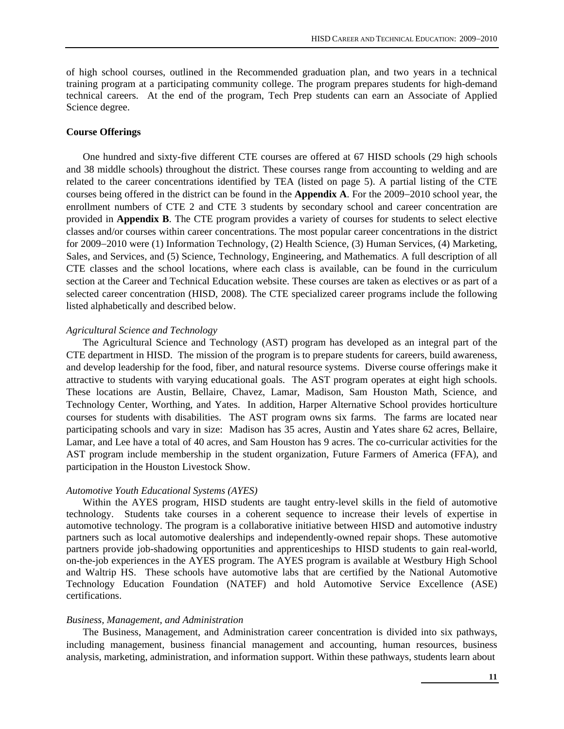of high school courses, outlined in the Recommended graduation plan, and two years in a technical training program at a participating community college. The program prepares students for high-demand technical careers. At the end of the program, Tech Prep students can earn an Associate of Applied Science degree.

**Course Offerings**

One hundred and sixty-five different CTE courses are offered at 67 HISD schools (29 high schools and 38 middle schools) throughout the district. These courses range from accounting to welding and are related to the career concentrations identified by TEA (listed on page 5). A partial listing of the CTE courses being offered in the district can be found in the **Appendix A**. For the 2009−2010 school year, the enrollment numbers of CTE 2 and CTE 3 students by secondary school and career concentration are provided in **Appendix B**. The CTE program provides a variety of courses for students to select elective classes and/or courses within career concentrations. The most popular career concentrations in the district for 2009−2010 were (1) Information Technology, (2) Health Science, (3) Human Services, (4) Marketing, Sales, and Services, and (5) Science, Technology, Engineering, and Mathematics. A full description of all CTE classes and the school locations, where each class is available, can be found in the curriculum section at the Career and Technical Education website. These courses are taken as electives or as part of a selected career concentration (HISD, 2008). The CTE specialized career programs include the following listed alphabetically and described below.

*Agricultural Science and Technology*

The Agricultural Science and Technology (AST) program has developed as an integral part of the CTE department in HISD. The mission of the program is to prepare students for careers, build awareness, and develop leadership for the food, fiber, and natural resource systems. Diverse course offerings make it attractive to students with varying educational goals. The AST program operates at eight high schools. These locations are Austin, Bellaire, Chavez, Lamar, Madison, Sam Houston Math, Science, and Technology Center, Worthing, and Yates. In addition, Harper Alternative School provides horticulture courses for students with disabilities. The AST program owns six farms. The farms are located near participating schools and vary in size: Madison has 35 acres, Austin and Yates share 62 acres, Bellaire, Lamar, and Lee have a total of 40 acres, and Sam Houston has 9 acres. The co-curricular activities for the AST program include membership in the student organization, Future Farmers of America (FFA), and participation in the Houston Livestock Show.

*Automotive Youth Educational Systems (AYES)*

Within the AYES program, HISD students are taught entry-level skills in the field of automotive technology. Students take courses in a coherent sequence to increase their levels of expertise in automotive technology. The program is a collaborative initiative between HISD and automotive industry partners such as local automotive dealerships and independently-owned repair shops. These automotive partners provide job-shadowing opportunities and apprenticeships to HISD students to gain real-world, on-the-job experiences in the AYES program. The AYES program is available at Westbury High School and Waltrip HS. These schools have automotive labs that are certified by the National Automotive Technology Education Foundation (NATEF) and hold Automotive Service Excellence (ASE) certifications.

*Business, Management, and Administration*

The Business, Management, and Administration career concentration is divided into six pathways, including management, business financial management and accounting, human resources, business analysis, marketing, administration, and information support. Within these pathways, students learn about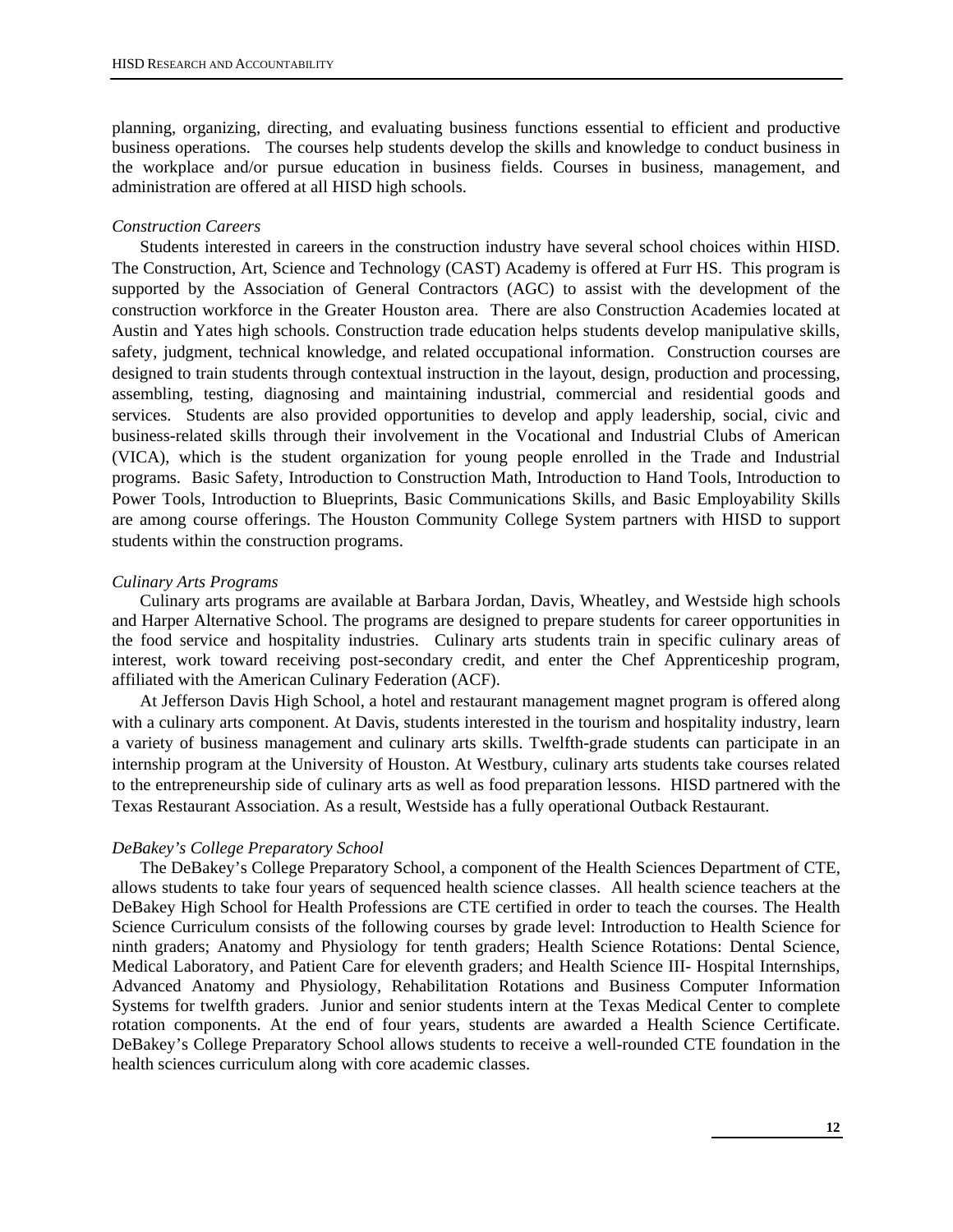planning, organizing, directing, and evaluating business functions essential to efficient and productive business operations. The courses help students develop the skills and knowledge to conduct business in the workplace and/or pursue education in business fields. Courses in business, management, and administration are offered at all HISD high schools.

*Construction Careers*

Students interested in careers in the construction industry have several school choices within HISD. The Construction, Art, Science and Technology (CAST) Academy is offered at Furr HS. This program is supported by the Association of General Contractors (AGC) to assist with the development of the construction workforce in the Greater Houston area. There are also Construction Academies located at Austin and Yates high schools. Construction trade education helps students develop manipulative skills, safety, judgment, technical knowledge, and related occupational information. Construction courses are designed to train students through contextual instruction in the layout, design, production and processing, assembling, testing, diagnosing and maintaining industrial, commercial and residential goods and services. Students are also provided opportunities to develop and apply leadership, social, civic and business-related skills through their involvement in the Vocational and Industrial Clubs of American (VICA), which is the student organization for young people enrolled in the Trade and Industrial programs. Basic Safety, Introduction to Construction Math, Introduction to Hand Tools, Introduction to Power Tools, Introduction to Blueprints, Basic Communications Skills, and Basic Employability Skills are among course offerings. The Houston Community College System partners with HISD to support students within the construction programs.

*Culinary Arts Programs*

Culinary arts programs are available at Barbara Jordan, Davis, Wheatley, and Westside high schools and Harper Alternative School. The programs are designed to prepare students for career opportunities in the food service and hospitality industries. Culinary arts students train in specific culinary areas of interest, work toward receiving post-secondary credit, and enter the Chef Apprenticeship program, affiliated with the American Culinary Federation (ACF).

At Jefferson Davis High School, a hotel and restaurant management magnet program is offered along with a culinary arts component. At Davis, students interested in the tourism and hospitality industry, learn a variety of business management and culinary arts skills. Twelfth-grade students can participate in an internship program at the University of Houston. At Westbury, culinary arts students take courses related to the entrepreneurship side of culinary arts as well as food preparation lessons. HISD partnered with the Texas Restaurant Association. As a result, Westside has a fully operational Outback Restaurant.

*DeBakey's College Preparatory School*

The DeBakey's College Preparatory School, a component of the Health Sciences Department of CTE, allows students to take four years of sequenced health science classes. All health science teachers at the DeBakey High School for Health Professions are CTE certified in order to teach the courses. The Health Science Curriculum consists of the following courses by grade level: Introduction to Health Science for ninth graders; Anatomy and Physiology for tenth graders; Health Science Rotations: Dental Science, Medical Laboratory, and Patient Care for eleventh graders; and Health Science III- Hospital Internships, Advanced Anatomy and Physiology, Rehabilitation Rotations and Business Computer Information Systems for twelfth graders. Junior and senior students intern at the Texas Medical Center to complete rotation components. At the end of four years, students are awarded a Health Science Certificate. DeBakey's College Preparatory School allows students to receive a well-rounded CTE foundation in the health sciences curriculum along with core academic classes.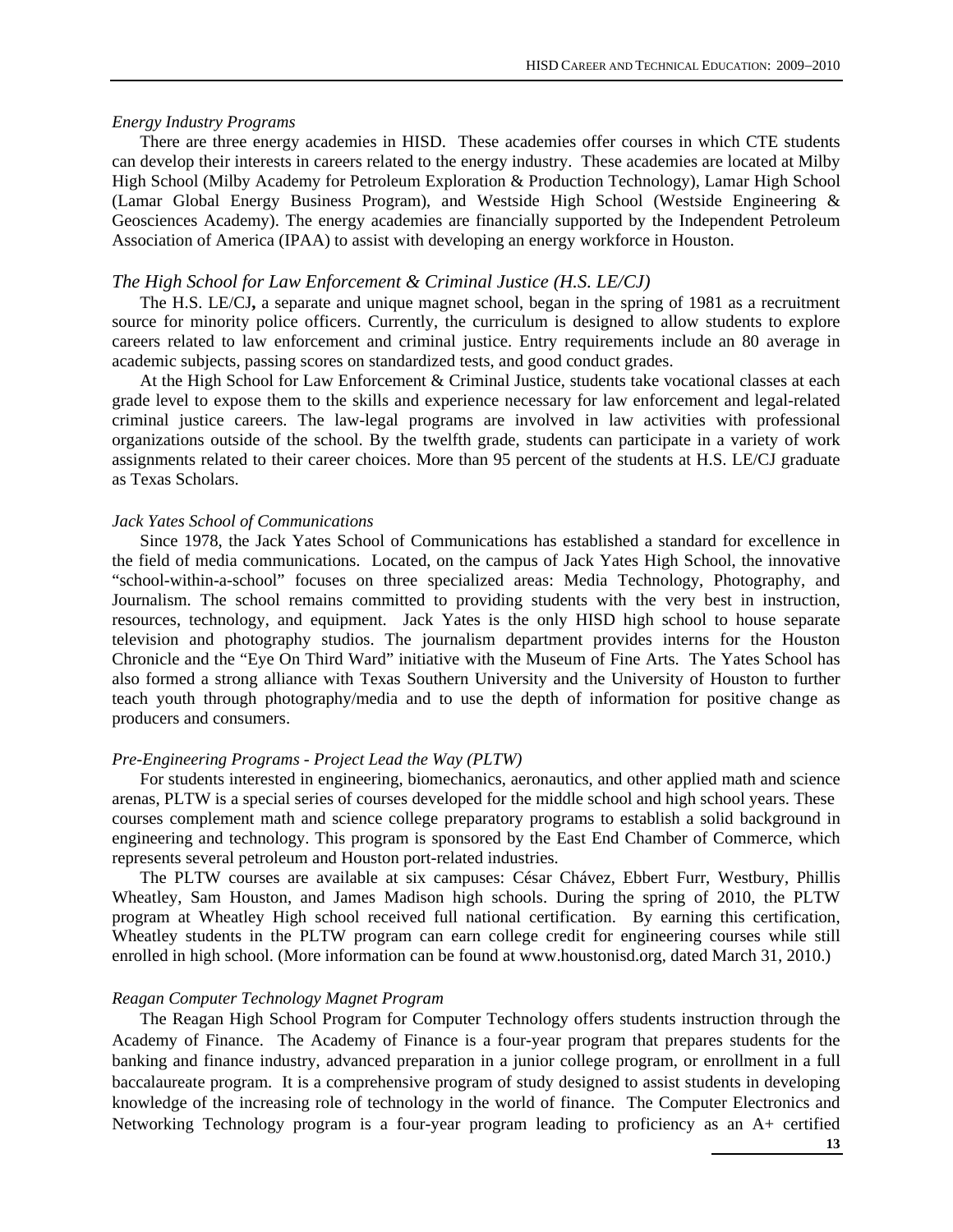*Energy Industry Programs*

There are three energy academies in HISD. These academies offer courses in which CTE students can develop their interests in careers related to the energy industry. These academies are located at Milby High School (Milby Academy for Petroleum Exploration & Production Technology), Lamar High School (Lamar Global Energy Business Program), and Westside High School (Westside Engineering & Geosciences Academy). The energy academies are financially supported by the Independent Petroleum Association of America (IPAA) to assist with developing an energy workforce in Houston.

*The High School for Law Enforcement & Criminal Justice (H.S. LE/CJ)*

The H.S. LE/CJ**,** a separate and unique magnet school, began in the spring of 1981 as a recruitment source for minority police officers. Currently, the curriculum is designed to allow students to explore careers related to law enforcement and criminal justice. Entry requirements include an 80 average in academic subjects, passing scores on standardized tests, and good conduct grades.

At the High School for Law Enforcement & Criminal Justice, students take vocational classes at each grade level to expose them to the skills and experience necessary for law enforcement and legal-related criminal justice careers. The law-legal programs are involved in law activities with professional organizations outside of the school. By the twelfth grade, students can participate in a variety of work assignments related to their career choices. More than 95 percent of the students at H.S. LE/CJ graduate as Texas Scholars.

*Jack Yates School of Communications*

Since 1978, the Jack Yates School of Communications has established a standard for excellence in the field of media communications. Located, on the campus of Jack Yates High School, the innovative "school-within-a-school" focuses on three specialized areas: Media Technology, Photography, and Journalism. The school remains committed to providing students with the very best in instruction, resources, technology, and equipment. Jack Yates is the only HISD high school to house separate television and photography studios. The journalism department provides interns for the Houston Chronicle and the "Eye On Third Ward" initiative with the Museum of Fine Arts. The Yates School has also formed a strong alliance with Texas Southern University and the University of Houston to further teach youth through photography/media and to use the depth of information for positive change as producers and consumers.

*Pre-Engineering Programs - Project Lead the Way (PLTW)*

For students interested in engineering, biomechanics, aeronautics, and other applied math and science arenas, PLTW is a special series of courses developed for the middle school and high school years. These courses complement math and science college preparatory programs to establish a solid background in engineering and technology. This program is sponsored by the East End Chamber of Commerce, which represents several petroleum and Houston port-related industries.

The PLTW courses are available at six campuses: César Chávez, Ebbert Furr, Westbury, Phillis Wheatley, Sam Houston, and James Madison high schools. During the spring of 2010, the PLTW program at Wheatley High school received full national certification. By earning this certification, Wheatley students in the PLTW program can earn college credit for engineering courses while still enrolled in high school. (More information can be found at www.houstonisd.org, dated March 31, 2010.)

*Reagan Computer Technology Magnet Program*

The Reagan High School Program for Computer Technology offers students instruction through the Academy of Finance. The Academy of Finance is a four-year program that prepares students for the banking and finance industry, advanced preparation in a junior college program, or enrollment in a full baccalaureate program. It is a comprehensive program of study designed to assist students in developing knowledge of the increasing role of technology in the world of finance. The Computer Electronics and Networking Technology program is a four-year program leading to proficiency as an A+ certified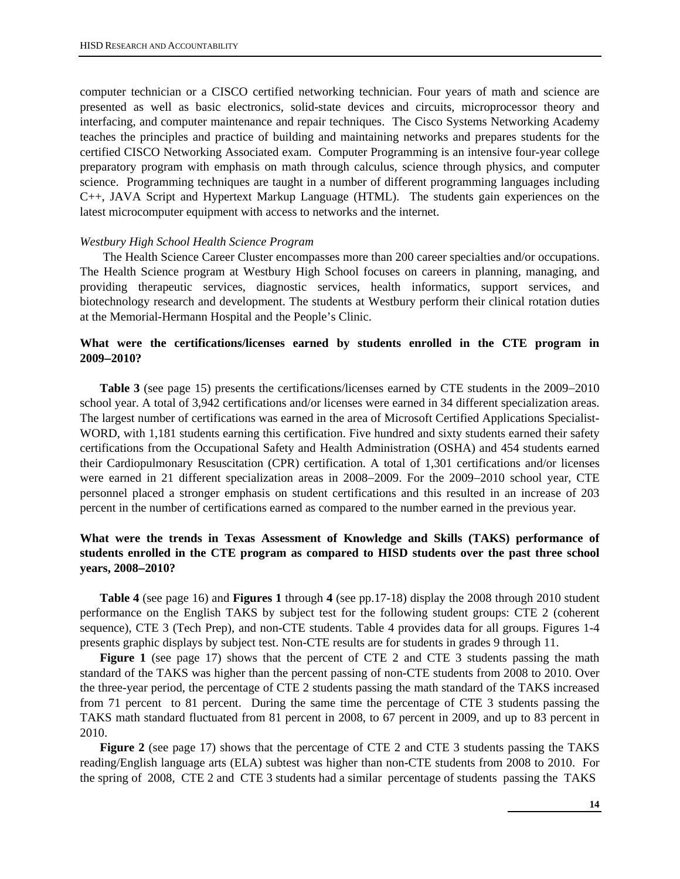computer technician or a CISCO certified networking technician. Four years of math and science are presented as well as basic electronics, solid-state devices and circuits, microprocessor theory and interfacing, and computer maintenance and repair techniques. The Cisco Systems Networking Academy teaches the principles and practice of building and maintaining networks and prepares students for the certified CISCO Networking Associated exam. Computer Programming is an intensive four-year college preparatory program with emphasis on math through calculus, science through physics, and computer science. Programming techniques are taught in a number of different programming languages including C++, JAVA Script and Hypertext Markup Language (HTML). The students gain experiences on the latest microcomputer equipment with access to networks and the internet.

*Westbury High School Health Science Program*

The Health Science Career Cluster encompasses more than 200 career specialties and/or occupations. The Health Science program at Westbury High School focuses on careers in planning, managing, and providing therapeutic services, diagnostic services, health informatics, support services, and biotechnology research and development. The students at Westbury perform their clinical rotation duties at the Memorial-Hermann Hospital and the People's Clinic.

**What were the certifications/licenses earned by students enrolled in the CTE program in 2009–2010?**

**Table 3** (see page 15) presents the certifications/licenses earned by CTE students in the 2009–2010 school year. A total of 3,942 certifications and/or licenses were earned in 34 different specialization areas. The largest number of certifications was earned in the area of Microsoft Certified Applications Specialist-WORD, with 1,181 students earning this certification. Five hundred and sixty students earned their safety certifications from the Occupational Safety and Health Administration (OSHA) and 454 students earned their Cardiopulmonary Resuscitation (CPR) certification. A total of 1,301 certifications and/or licenses were earned in 21 different specialization areas in 2008–2009. For the 2009–2010 school year, CTE personnel placed a stronger emphasis on student certifications and this resulted in an increase of 203 percent in the number of certifications earned as compared to the number earned in the previous year.

**What were the trends in Texas Assessment of Knowledge and Skills (TAKS) performance of students enrolled in the CTE program as compared to HISD students over the past three school years, 2008–2010?**

**Table 4** (see page 16) and **Figures 1** through **4** (see pp.17-18) display the 2008 through 2010 student performance on the English TAKS by subject test for the following student groups: CTE 2 (coherent sequence), CTE 3 (Tech Prep), and non-CTE students. Table 4 provides data for all groups. Figures 1-4 presents graphic displays by subject test. Non-CTE results are for students in grades 9 through 11.

**Figure 1** (see page 17) shows that the percent of CTE 2 and CTE 3 students passing the math standard of the TAKS was higher than the percent passing of non-CTE students from 2008 to 2010. Over the three-year period, the percentage of CTE 2 students passing the math standard of the TAKS increased from 71 percent to 81 percent. During the same time the percentage of CTE 3 students passing the TAKS math standard fluctuated from 81 percent in 2008, to 67 percent in 2009, and up to 83 percent in 2010.

**Figure 2** (see page 17) shows that the percentage of CTE 2 and CTE 3 students passing the TAKS reading/English language arts (ELA) subtest was higher than non-CTE students from 2008 to 2010. For the spring of 2008, CTE 2 and CTE 3 students had a similar percentage of students passing the TAKS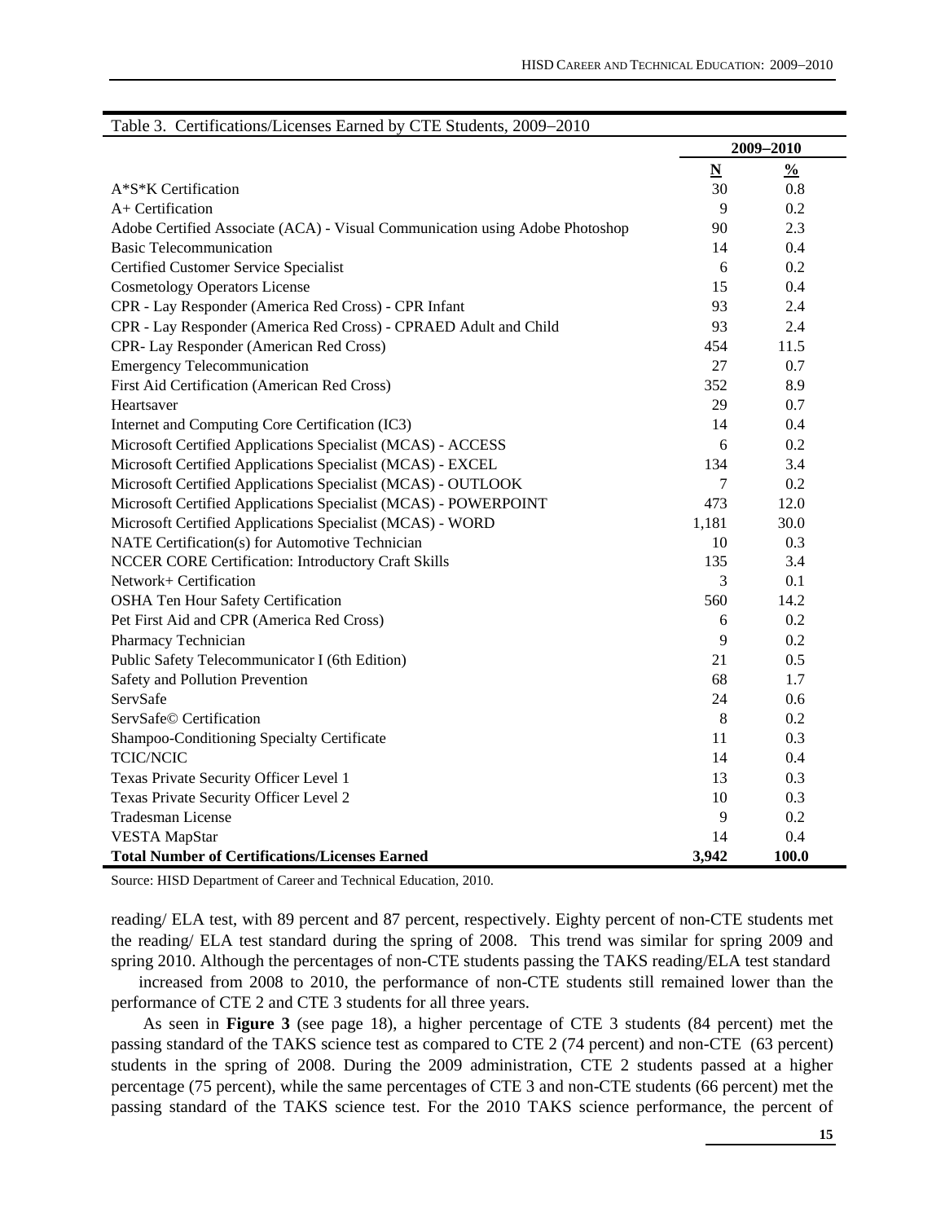Table 3. Certifications/Licenses Earned by CTE Students, 2009–2010

| | 2009–2010 | |
|---|---|---|
| | **N** | **%** |
| A*S*K Certification | 30 | 0.8 |
| A+ Certification | 9 | 0.2 |
| Adobe Certified Associate (ACA) - Visual Communication using Adobe Photoshop | 90 | 2.3 |
| Basic Telecommunication | 14 | 0.4 |
| Certified Customer Service Specialist | 6 | 0.2 |
| Cosmetology Operators License | 15 | 0.4 |
| CPR - Lay Responder (America Red Cross) - CPR Infant | 93 | 2.4 |
| CPR - Lay Responder (America Red Cross) - CPRAED Adult and Child | 93 | 2.4 |
| CPR- Lay Responder (American Red Cross) | 454 | 11.5 |
| Emergency Telecommunication | 27 | 0.7 |
| First Aid Certification (American Red Cross) | 352 | 8.9 |
| Heartsaver | 29 | 0.7 |
| Internet and Computing Core Certification (IC3) | 14 | 0.4 |
| Microsoft Certified Applications Specialist (MCAS) - ACCESS | 6 | 0.2 |
| Microsoft Certified Applications Specialist (MCAS) - EXCEL | 134 | 3.4 |
| Microsoft Certified Applications Specialist (MCAS) - OUTLOOK | 7 | 0.2 |
| Microsoft Certified Applications Specialist (MCAS) - POWERPOINT | 473 | 12.0 |
| Microsoft Certified Applications Specialist (MCAS) - WORD | 1,181 | 30.0 |
| NATE Certification(s) for Automotive Technician | 10 | 0.3 |
| NCCER CORE Certification: Introductory Craft Skills | 135 | 3.4 |
| Network+ Certification | 3 | 0.1 |
| OSHA Ten Hour Safety Certification | 560 | 14.2 |
| Pet First Aid and CPR (America Red Cross) | 6 | 0.2 |
| Pharmacy Technician | 9 | 0.2 |
| Public Safety Telecommunicator I (6th Edition) | 21 | 0.5 |
| Safety and Pollution Prevention | 68 | 1.7 |
| ServSafe | 24 | 0.6 |
| ServSafe© Certification | 8 | 0.2 |
| Shampoo-Conditioning Specialty Certificate | 11 | 0.3 |
| TCIC/NCIC | 14 | 0.4 |
| Texas Private Security Officer Level 1 | 13 | 0.3 |
| Texas Private Security Officer Level 2 | 10 | 0.3 |
| Tradesman License | 9 | 0.2 |
| VESTA MapStar | 14 | 0.4 |
| **Total Number of Certifications/Licenses Earned** | **3,942** | **100.0** |

Source: HISD Department of Career and Technical Education, 2010.

reading/ ELA test, with 89 percent and 87 percent, respectively. Eighty percent of non-CTE students met the reading/ ELA test standard during the spring of 2008. This trend was similar for spring 2009 and spring 2010. Although the percentages of non-CTE students passing the TAKS reading/ELA test standard increased from 2008 to 2010, the performance of non-CTE students still remained lower than the performance of CTE 2 and CTE 3 students for all three years.

As seen in **Figure 3** (see page 18), a higher percentage of CTE 3 students (84 percent) met the passing standard of the TAKS science test as compared to CTE 2 (74 percent) and non-CTE (63 percent) students in the spring of 2008. During the 2009 administration, CTE 2 students passed at a higher percentage (75 percent), while the same percentages of CTE 3 and non-CTE students (66 percent) met the passing standard of the TAKS science test. For the 2010 TAKS science performance, the percent of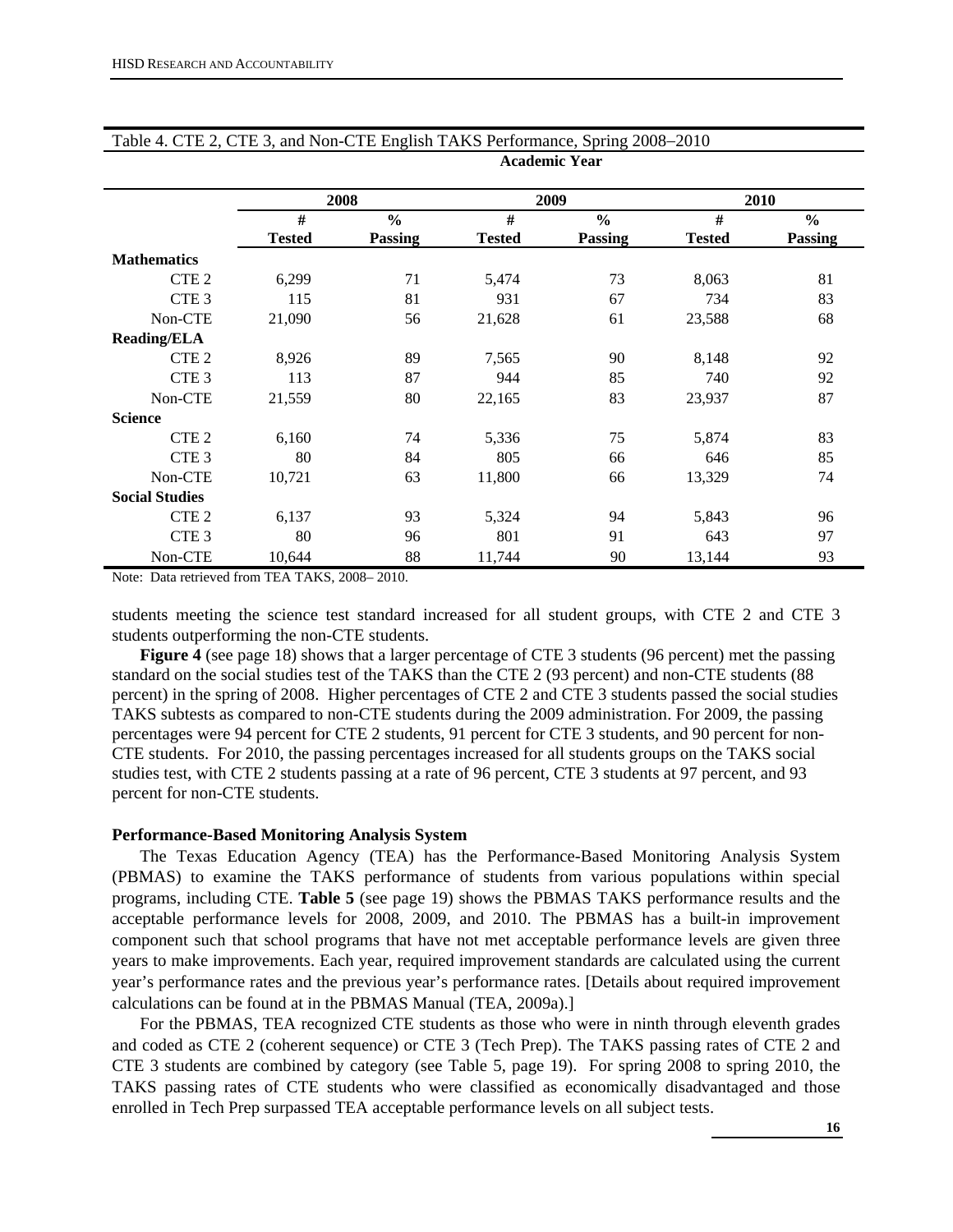Table 4. CTE 2, CTE 3, and Non-CTE English TAKS Performance, Spring 2008–2010

| | Academic Year | | | | | |
|---|---|---|---|---|---|---|
| | 2008 | | 2009 | | 2010 | |
| | # Tested | % Passing | # Tested | % Passing | # Tested | % Passing |
| **Mathematics** | | | | | | |
| CTE 2 | 6,299 | 71 | 5,474 | 73 | 8,063 | 81 |
| CTE 3 | 115 | 81 | 931 | 67 | 734 | 83 |
| Non-CTE | 21,090 | 56 | 21,628 | 61 | 23,588 | 68 |
| **Reading/ELA** | | | | | | |
| CTE 2 | 8,926 | 89 | 7,565 | 90 | 8,148 | 92 |
| CTE 3 | 113 | 87 | 944 | 85 | 740 | 92 |
| Non-CTE | 21,559 | 80 | 22,165 | 83 | 23,937 | 87 |
| **Science** | | | | | | |
| CTE 2 | 6,160 | 74 | 5,336 | 75 | 5,874 | 83 |
| CTE 3 | 80 | 84 | 805 | 66 | 646 | 85 |
| Non-CTE | 10,721 | 63 | 11,800 | 66 | 13,329 | 74 |
| **Social Studies** | | | | | | |
| CTE 2 | 6,137 | 93 | 5,324 | 94 | 5,843 | 96 |
| CTE 3 | 80 | 96 | 801 | 91 | 643 | 97 |
| Non-CTE | 10,644 | 88 | 11,744 | 90 | 13,144 | 93 |

Note: Data retrieved from TEA TAKS, 2008– 2010.

students meeting the science test standard increased for all student groups, with CTE 2 and CTE 3 students outperforming the non-CTE students.

**Figure 4** (see page 18) shows that a larger percentage of CTE 3 students (96 percent) met the passing standard on the social studies test of the TAKS than the CTE 2 (93 percent) and non-CTE students (88 percent) in the spring of 2008. Higher percentages of CTE 2 and CTE 3 students passed the social studies TAKS subtests as compared to non-CTE students during the 2009 administration. For 2009, the passing percentages were 94 percent for CTE 2 students, 91 percent for CTE 3 students, and 90 percent for non-CTE students. For 2010, the passing percentages increased for all students groups on the TAKS social studies test, with CTE 2 students passing at a rate of 96 percent, CTE 3 students at 97 percent, and 93 percent for non-CTE students.

**Performance-Based Monitoring Analysis System**

The Texas Education Agency (TEA) has the Performance-Based Monitoring Analysis System (PBMAS) to examine the TAKS performance of students from various populations within special programs, including CTE. **Table 5** (see page 19) shows the PBMAS TAKS performance results and the acceptable performance levels for 2008, 2009, and 2010. The PBMAS has a built-in improvement component such that school programs that have not met acceptable performance levels are given three years to make improvements. Each year, required improvement standards are calculated using the current year's performance rates and the previous year's performance rates. [Details about required improvement calculations can be found at in the PBMAS Manual (TEA, 2009a).]

For the PBMAS, TEA recognized CTE students as those who were in ninth through eleventh grades and coded as CTE 2 (coherent sequence) or CTE 3 (Tech Prep). The TAKS passing rates of CTE 2 and CTE 3 students are combined by category (see Table 5, page 19). For spring 2008 to spring 2010, the TAKS passing rates of CTE students who were classified as economically disadvantaged and those enrolled in Tech Prep surpassed TEA acceptable performance levels on all subject tests.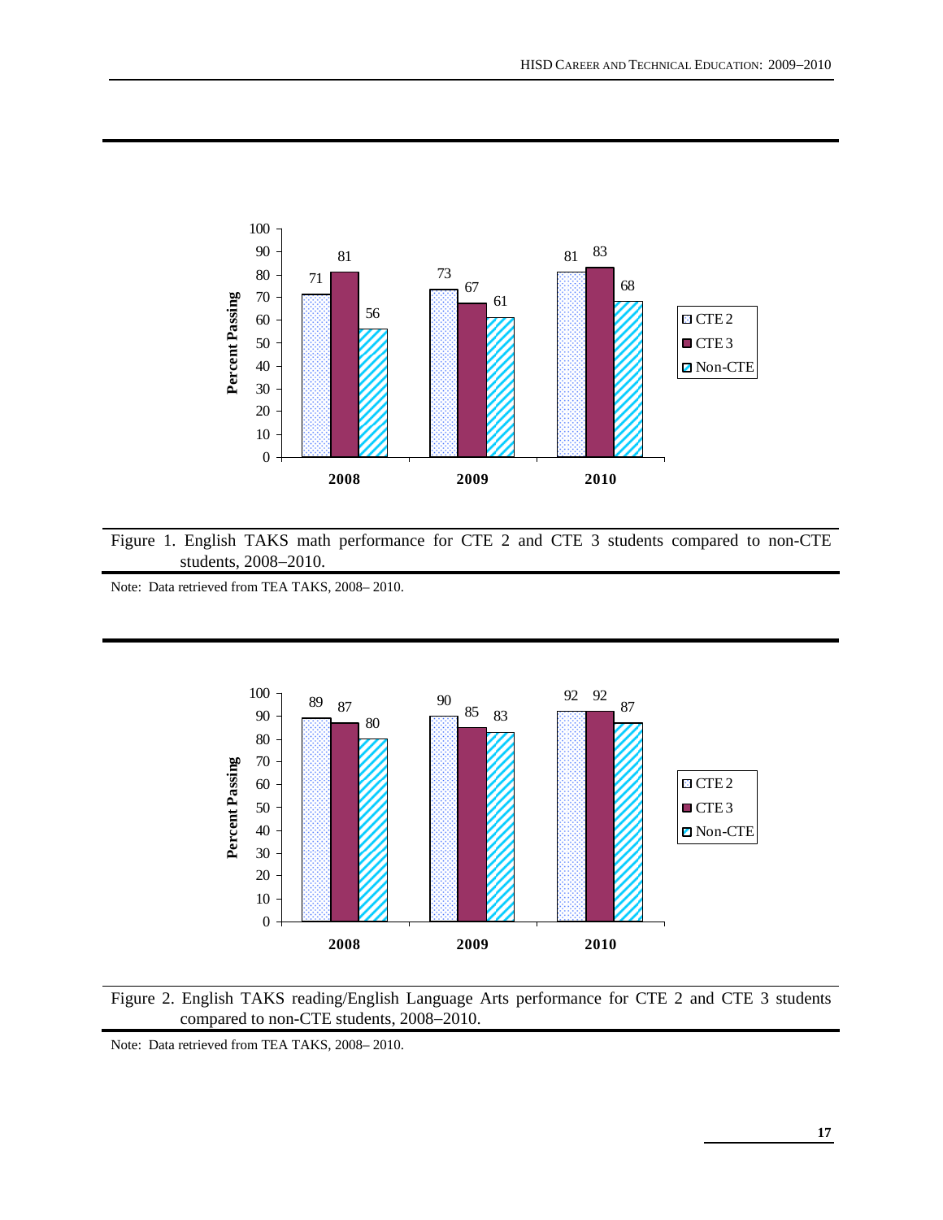| Year | CTE 2 | CTE 3 | Non-CTE |
|---|---|---|---|
| 2008 | 71 | 81 | 56 |
| 2009 | 73 | 67 | 61 |
| 2010 | 81 | 83 | 68 |

Figure 1. English TAKS math performance for CTE 2 and CTE 3 students compared to non-CTE students, 2008–2010.

Note: Data retrieved from TEA TAKS, 2008– 2010.

| Year | CTE 2 | CTE 3 | Non-CTE |
|---|---|---|---|
| 2008 | 89 | 87 | 80 |
| 2009 | 90 | 85 | 83 |
| 2010 | 92 | 92 | 87 |

Figure 2. English TAKS reading/English Language Arts performance for CTE 2 and CTE 3 students compared to non-CTE students, 2008–2010.

Note: Data retrieved from TEA TAKS, 2008– 2010.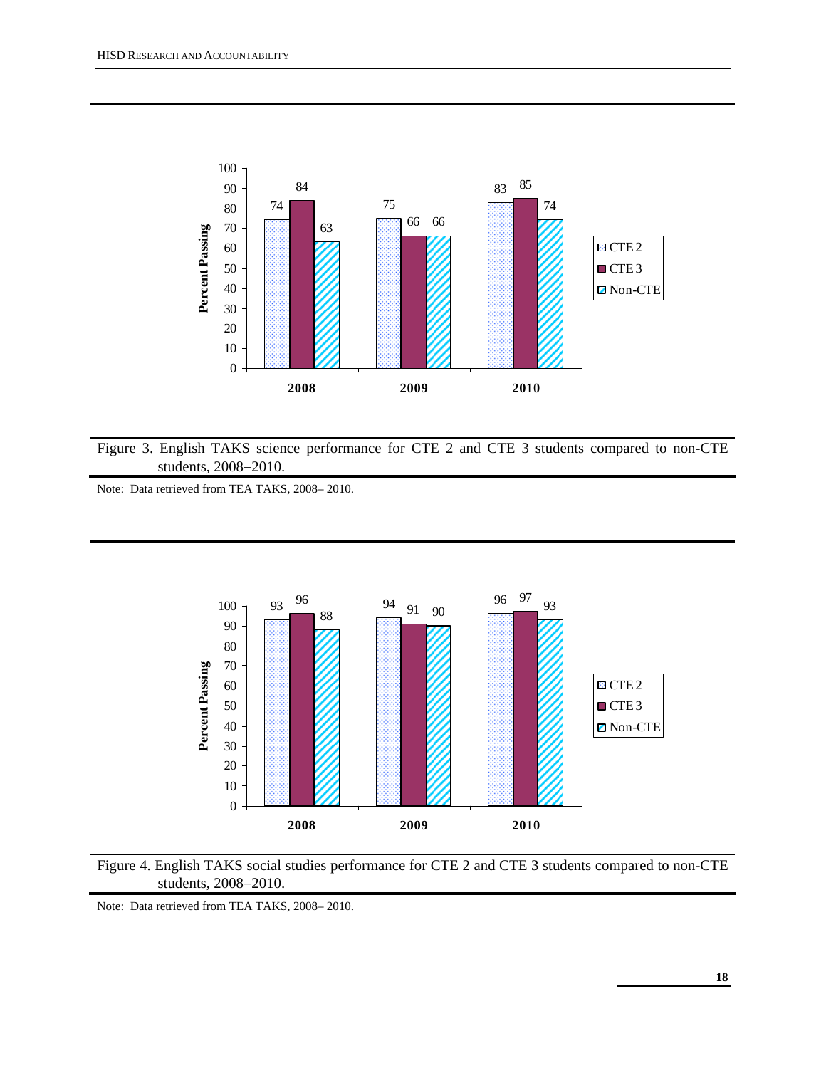Figure 3. English TAKS science performance for CTE 2 and CTE 3 students compared to non-CTE students, 2008–2010.

Note: Data retrieved from TEA TAKS, 2008– 2010.

Figure 4. English TAKS social studies performance for CTE 2 and CTE 3 students compared to non-CTE students, 2008–2010.

Note: Data retrieved from TEA TAKS, 2008– 2010.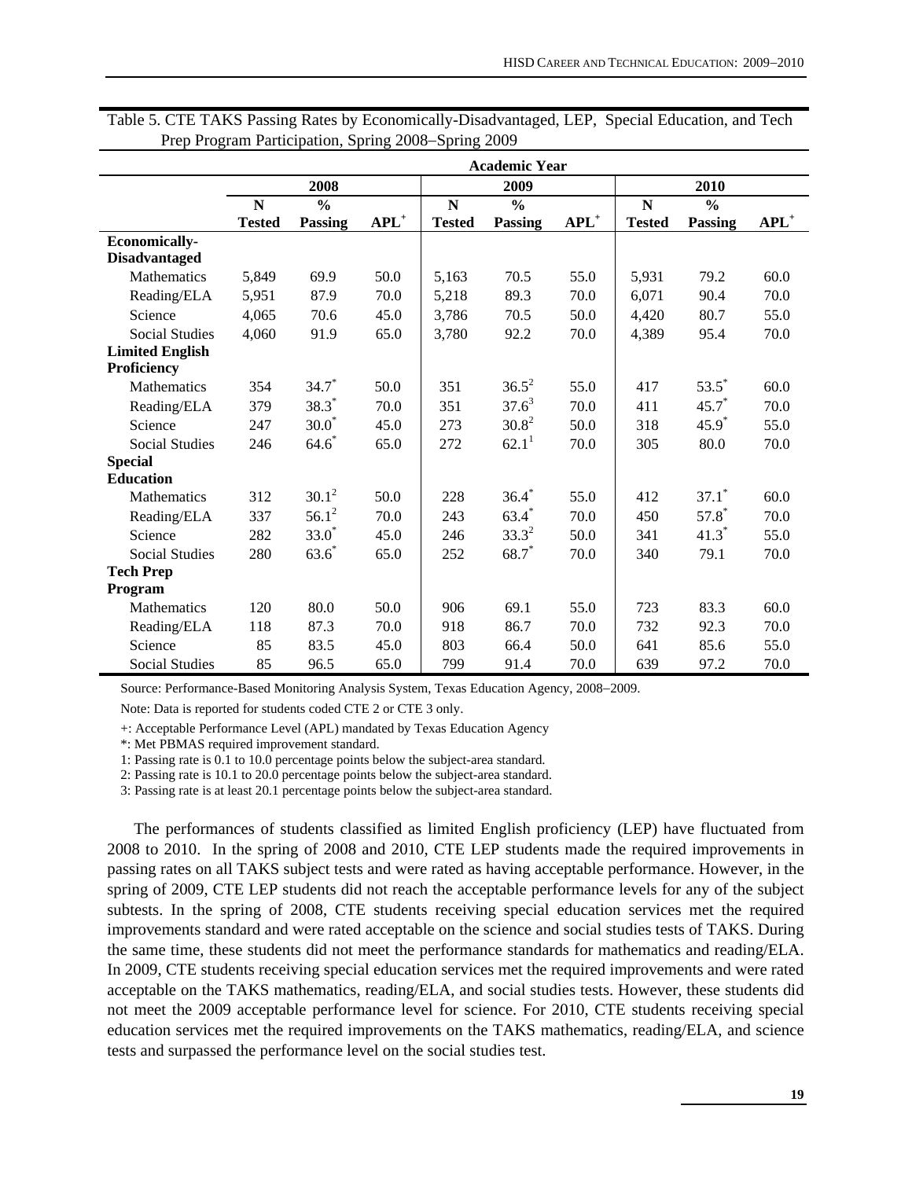Table 5. CTE TAKS Passing Rates by Economically-Disadvantaged, LEP, Special Education, and Tech Prep Program Participation, Spring 2008−Spring 2009

| | Academic Year | | | | | | | | |
|---|---|---|---|---|---|---|---|---|---|
| | 2008 | | | 2009 | | | 2010 | | |
| | N Tested | % Passing | APL+ | N Tested | % Passing | APL+ | N Tested | % Passing | APL+ |
| **Economically-Disadvantaged** | | | | | | | | | |
| Mathematics | 5,849 | 69.9 | 50.0 | 5,163 | 70.5 | 55.0 | 5,931 | 79.2 | 60.0 |
| Reading/ELA | 5,951 | 87.9 | 70.0 | 5,218 | 89.3 | 70.0 | 6,071 | 90.4 | 70.0 |
| Science | 4,065 | 70.6 | 45.0 | 3,786 | 70.5 | 50.0 | 4,420 | 80.7 | 55.0 |
| Social Studies | 4,060 | 91.9 | 65.0 | 3,780 | 92.2 | 70.0 | 4,389 | 95.4 | 70.0 |
| **Limited English Proficiency** | | | | | | | | | |
| Mathematics | 354 | 34.7* | 50.0 | 351 | 36.5[2] | 55.0 | 417 | 53.5* | 60.0 |
| Reading/ELA | 379 | 38.3* | 70.0 | 351 | 37.6[3] | 70.0 | 411 | 45.7* | 70.0 |
| Science | 247 | 30.0* | 45.0 | 273 | 30.8[2] | 50.0 | 318 | 45.9* | 55.0 |
| Social Studies | 246 | 64.6* | 65.0 | 272 | 62.1[1] | 70.0 | 305 | 80.0 | 70.0 |
| **Special Education** | | | | | | | | | |
| Mathematics | 312 | 30.1[2] | 50.0 | 228 | 36.4* | 55.0 | 412 | 37.1* | 60.0 |
| Reading/ELA | 337 | 56.1[2] | 70.0 | 243 | 63.4* | 70.0 | 450 | 57.8* | 70.0 |
| Science | 282 | 33.0* | 45.0 | 246 | 33.3[2] | 50.0 | 341 | 41.3* | 55.0 |
| Social Studies | 280 | 63.6* | 65.0 | 252 | 68.7* | 70.0 | 340 | 79.1 | 70.0 |
| **Tech Prep Program** | | | | | | | | | |
| Mathematics | 120 | 80.0 | 50.0 | 906 | 69.1 | 55.0 | 723 | 83.3 | 60.0 |
| Reading/ELA | 118 | 87.3 | 70.0 | 918 | 86.7 | 70.0 | 732 | 92.3 | 70.0 |
| Science | 85 | 83.5 | 45.0 | 803 | 66.4 | 50.0 | 641 | 85.6 | 55.0 |
| Social Studies | 85 | 96.5 | 65.0 | 799 | 91.4 | 70.0 | 639 | 97.2 | 70.0 |

Source: Performance-Based Monitoring Analysis System, Texas Education Agency, 2008−2009.

Note: Data is reported for students coded CTE 2 or CTE 3 only.

+: Acceptable Performance Level (APL) mandated by Texas Education Agency

*: Met PBMAS required improvement standard.

1: Passing rate is 0.1 to 10.0 percentage points below the subject-area standard.

2: Passing rate is 10.1 to 20.0 percentage points below the subject-area standard.

3: Passing rate is at least 20.1 percentage points below the subject-area standard.

The performances of students classified as limited English proficiency (LEP) have fluctuated from 2008 to 2010. In the spring of 2008 and 2010, CTE LEP students made the required improvements in passing rates on all TAKS subject tests and were rated as having acceptable performance. However, in the spring of 2009, CTE LEP students did not reach the acceptable performance levels for any of the subject subtests. In the spring of 2008, CTE students receiving special education services met the required improvements standard and were rated acceptable on the science and social studies tests of TAKS. During the same time, these students did not meet the performance standards for mathematics and reading/ELA. In 2009, CTE students receiving special education services met the required improvements and were rated acceptable on the TAKS mathematics, reading/ELA, and social studies tests. However, these students did not meet the 2009 acceptable performance level for science. For 2010, CTE students receiving special education services met the required improvements on the TAKS mathematics, reading/ELA, and science tests and surpassed the performance level on the social studies test.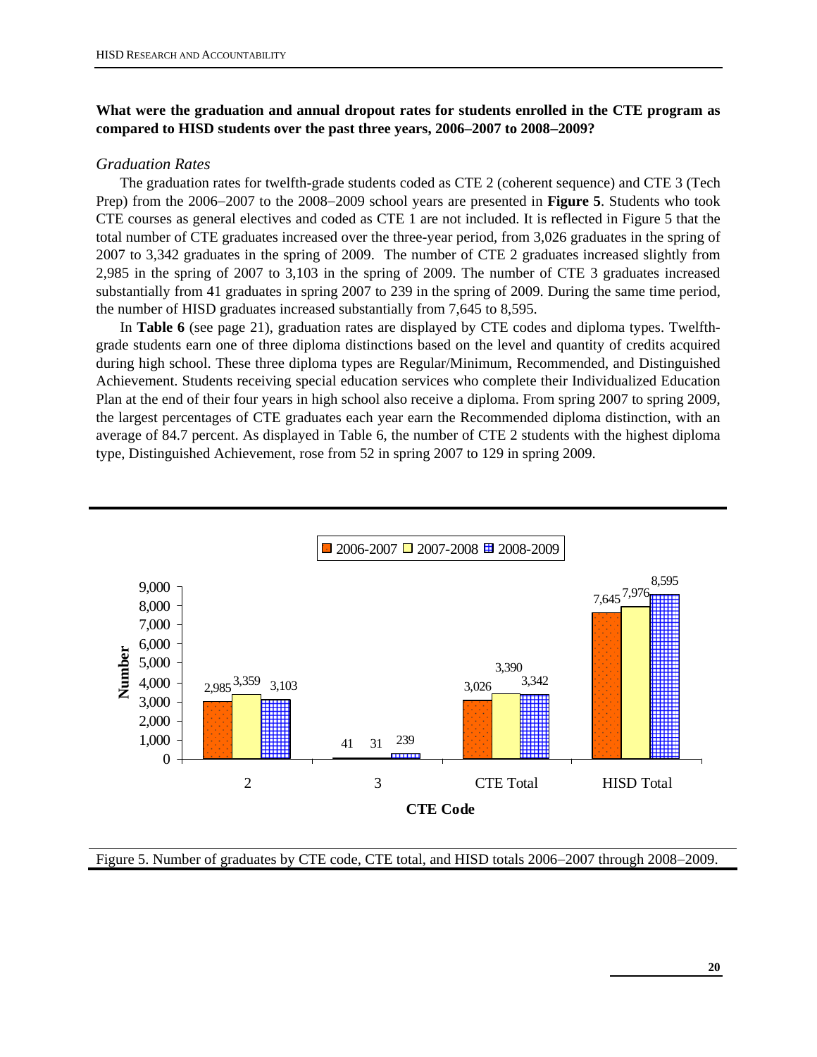**What were the graduation and annual dropout rates for students enrolled in the CTE program as compared to HISD students over the past three years, 2006–2007 to 2008–2009?**

*Graduation Rates*

The graduation rates for twelfth-grade students coded as CTE 2 (coherent sequence) and CTE 3 (Tech Prep) from the 2006–2007 to the 2008–2009 school years are presented in **Figure 5**. Students who took CTE courses as general electives and coded as CTE 1 are not included. It is reflected in Figure 5 that the total number of CTE graduates increased over the three-year period, from 3,026 graduates in the spring of 2007 to 3,342 graduates in the spring of 2009. The number of CTE 2 graduates increased slightly from 2,985 in the spring of 2007 to 3,103 in the spring of 2009. The number of CTE 3 graduates increased substantially from 41 graduates in spring 2007 to 239 in the spring of 2009. During the same time period, the number of HISD graduates increased substantially from 7,645 to 8,595.

In **Table 6** (see page 21), graduation rates are displayed by CTE codes and diploma types. Twelfth-grade students earn one of three diploma distinctions based on the level and quantity of credits acquired during high school. These three diploma types are Regular/Minimum, Recommended, and Distinguished Achievement. Students receiving special education services who complete their Individualized Education Plan at the end of their four years in high school also receive a diploma. From spring 2007 to spring 2009, the largest percentages of CTE graduates each year earn the Recommended diploma distinction, with an average of 84.7 percent. As displayed in Table 6, the number of CTE 2 students with the highest diploma type, Distinguished Achievement, rose from 52 in spring 2007 to 129 in spring 2009.

| CTE Code | 2006-2007 | 2007-2008 | 2008-2009 |
|---|---|---|---|
| 2 | 2,985 | 3,359 | 3,103 |
| 3 | 41 | 31 | 239 |
| CTE Total | 3,026 | 3,390 | 3,342 |
| HISD Total | 7,645 | 7,976 | 8,595 |

Figure 5. Number of graduates by CTE code, CTE total, and HISD totals 2006–2007 through 2008–2009.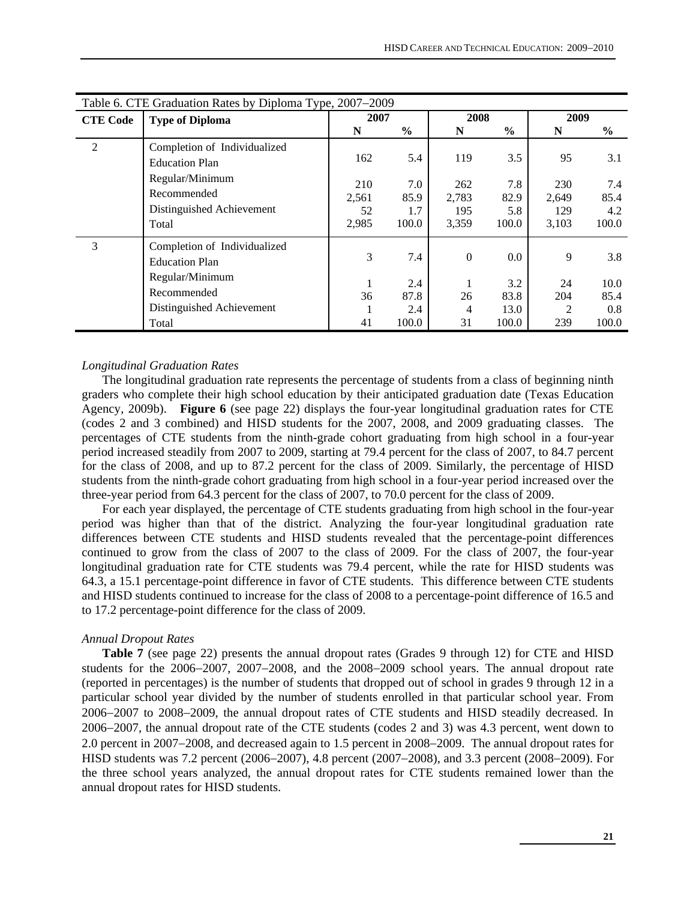Table 6. CTE Graduation Rates by Diploma Type, 2007–2009

| CTE Code | Type of Diploma | 2007 | | 2008 | | 2009 | |
|---|---|---|---|---|---|---|---|
| | | N | % | N | % | N | % |
| 2 | Completion of Individualized Education Plan | 162 | 5.4 | 119 | 3.5 | 95 | 3.1 |
| | Regular/Minimum | 210 | 7.0 | 262 | 7.8 | 230 | 7.4 |
| | Recommended | 2,561 | 85.9 | 2,783 | 82.9 | 2,649 | 85.4 |
| | Distinguished Achievement | 52 | 1.7 | 195 | 5.8 | 129 | 4.2 |
| | Total | 2,985 | 100.0 | 3,359 | 100.0 | 3,103 | 100.0 |
| 3 | Completion of Individualized Education Plan | 3 | 7.4 | 0 | 0.0 | 9 | 3.8 |
| | Regular/Minimum | 1 | 2.4 | 1 | 3.2 | 24 | 10.0 |
| | Recommended | 36 | 87.8 | 26 | 83.8 | 204 | 85.4 |
| | Distinguished Achievement | 1 | 2.4 | 4 | 13.0 | 2 | 0.8 |
| | Total | 41 | 100.0 | 31 | 100.0 | 239 | 100.0 |

*Longitudinal Graduation Rates*

The longitudinal graduation rate represents the percentage of students from a class of beginning ninth graders who complete their high school education by their anticipated graduation date (Texas Education Agency, 2009b). **Figure 6** (see page 22) displays the four-year longitudinal graduation rates for CTE (codes 2 and 3 combined) and HISD students for the 2007, 2008, and 2009 graduating classes. The percentages of CTE students from the ninth-grade cohort graduating from high school in a four-year period increased steadily from 2007 to 2009, starting at 79.4 percent for the class of 2007, to 84.7 percent for the class of 2008, and up to 87.2 percent for the class of 2009. Similarly, the percentage of HISD students from the ninth-grade cohort graduating from high school in a four-year period increased over the three-year period from 64.3 percent for the class of 2007, to 70.0 percent for the class of 2009.

For each year displayed, the percentage of CTE students graduating from high school in the four-year period was higher than that of the district. Analyzing the four-year longitudinal graduation rate differences between CTE students and HISD students revealed that the percentage-point differences continued to grow from the class of 2007 to the class of 2009. For the class of 2007, the four-year longitudinal graduation rate for CTE students was 79.4 percent, while the rate for HISD students was 64.3, a 15.1 percentage-point difference in favor of CTE students. This difference between CTE students and HISD students continued to increase for the class of 2008 to a percentage-point difference of 16.5 and to 17.2 percentage-point difference for the class of 2009.

*Annual Dropout Rates*

**Table 7** (see page 22) presents the annual dropout rates (Grades 9 through 12) for CTE and HISD students for the 2006–2007, 2007–2008, and the 2008–2009 school years. The annual dropout rate (reported in percentages) is the number of students that dropped out of school in grades 9 through 12 in a particular school year divided by the number of students enrolled in that particular school year. From 2006–2007 to 2008–2009, the annual dropout rates of CTE students and HISD steadily decreased. In 2006–2007, the annual dropout rate of the CTE students (codes 2 and 3) was 4.3 percent, went down to 2.0 percent in 2007–2008, and decreased again to 1.5 percent in 2008–2009. The annual dropout rates for HISD students was 7.2 percent (2006–2007), 4.8 percent (2007–2008), and 3.3 percent (2008–2009). For the three school years analyzed, the annual dropout rates for CTE students remained lower than the annual dropout rates for HISD students.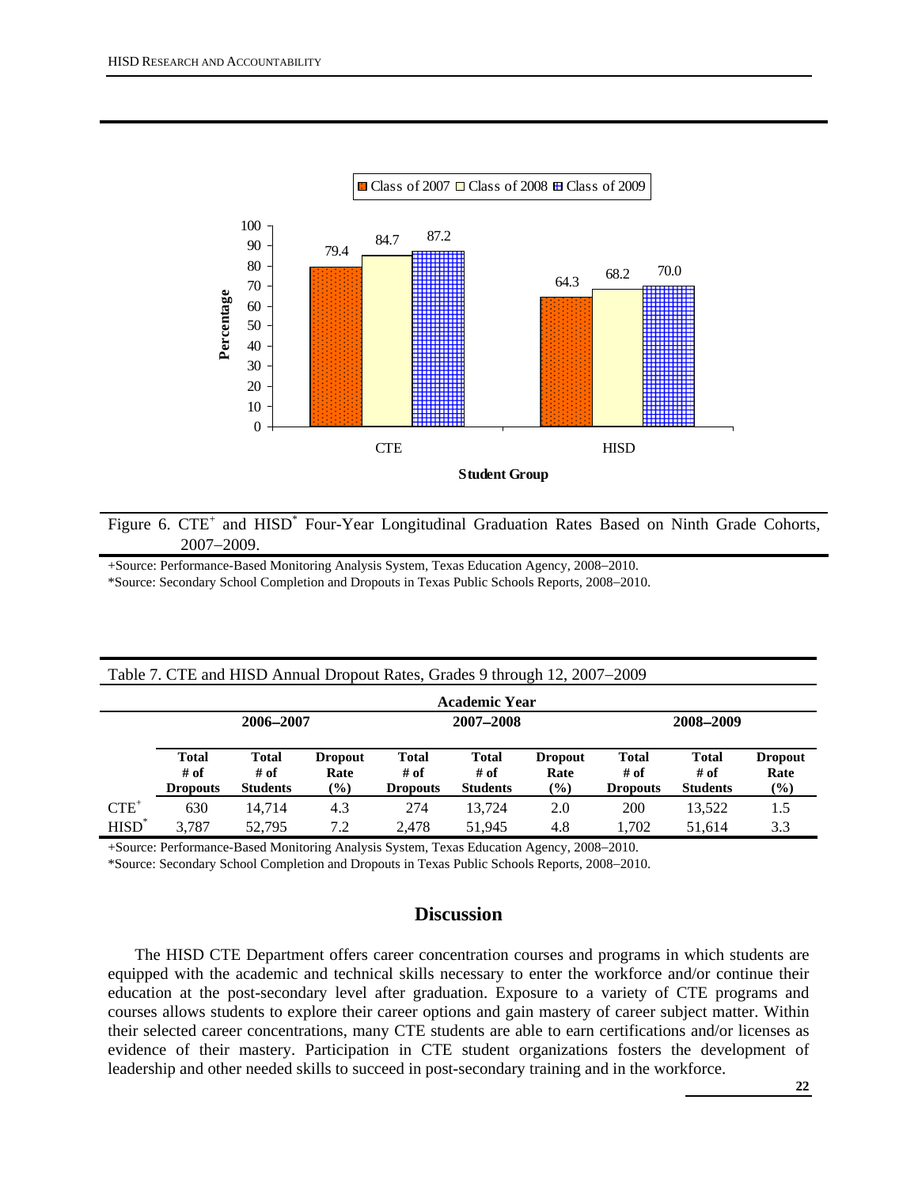Figure 6. CTE[+] and HISD[*] Four-Year Longitudinal Graduation Rates Based on Ninth Grade Cohorts, 2007–2009.

+Source: Performance-Based Monitoring Analysis System, Texas Education Agency, 2008–2010.
*Source: Secondary School Completion and Dropouts in Texas Public Schools Reports, 2008–2010.

Table 7. CTE and HISD Annual Dropout Rates, Grades 9 through 12, 2007–2009

| | Academic Year | | | | | | | | |
|---|---|---|---|---|---|---|---|---|---|
| | 2006–2007 | | | 2007–2008 | | | 2008–2009 | | |
| | Total # of Dropouts | Total # of Students | Dropout Rate (%) | Total # of Dropouts | Total # of Students | Dropout Rate (%) | Total # of Dropouts | Total # of Students | Dropout Rate (%) |
| CTE[+] | 630 | 14,714 | 4.3 | 274 | 13,724 | 2.0 | 200 | 13,522 | 1.5 |
| HISD[*] | 3,787 | 52,795 | 7.2 | 2,478 | 51,945 | 4.8 | 1,702 | 51,614 | 3.3 |

+Source: Performance-Based Monitoring Analysis System, Texas Education Agency, 2008–2010.
*Source: Secondary School Completion and Dropouts in Texas Public Schools Reports, 2008–2010.

## Discussion

The HISD CTE Department offers career concentration courses and programs in which students are equipped with the academic and technical skills necessary to enter the workforce and/or continue their education at the post-secondary level after graduation. Exposure to a variety of CTE programs and courses allows students to explore their career options and gain mastery of career subject matter. Within their selected career concentrations, many CTE students are able to earn certifications and/or licenses as evidence of their mastery. Participation in CTE student organizations fosters the development of leadership and other needed skills to succeed in post-secondary training and in the workforce.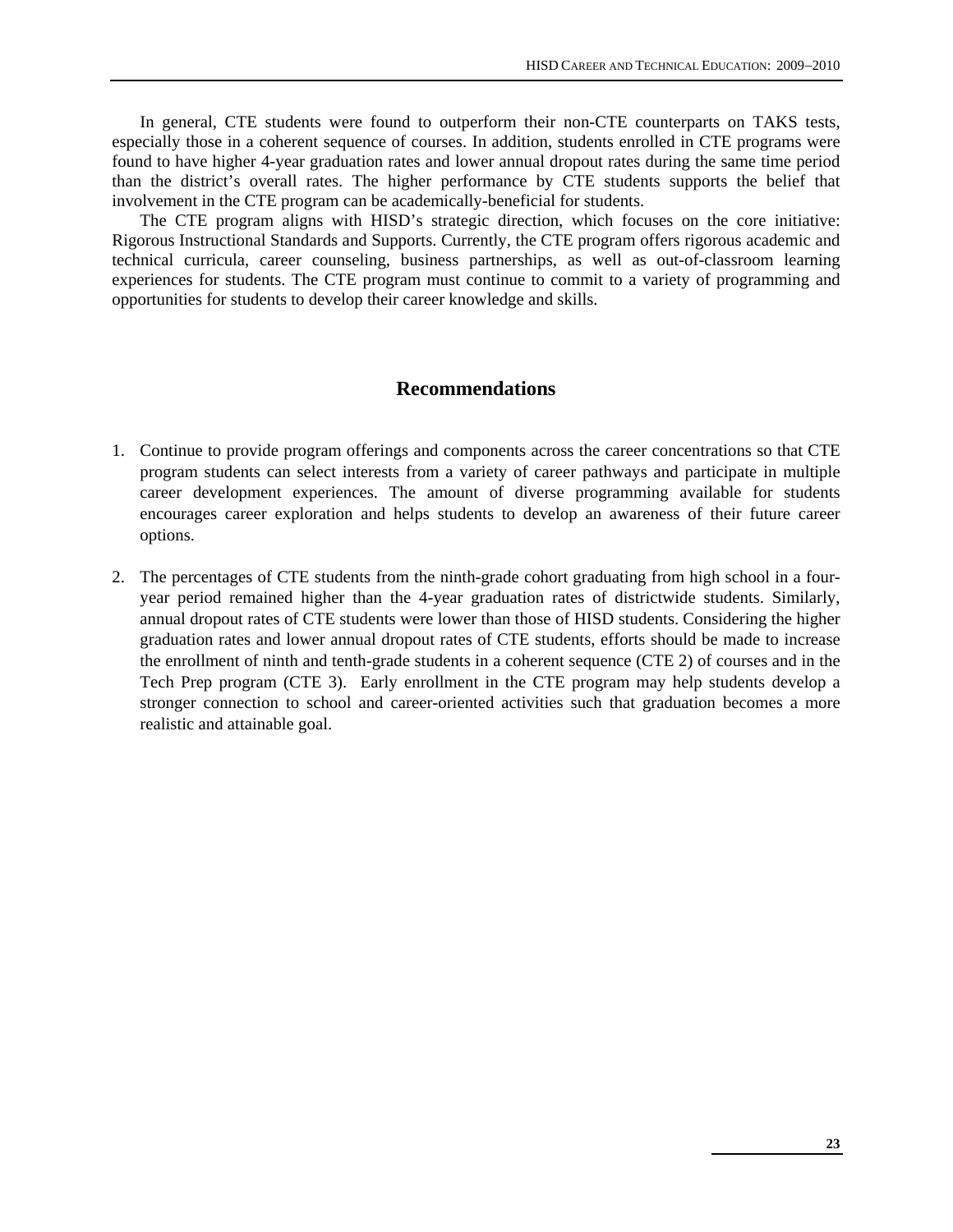In general, CTE students were found to outperform their non-CTE counterparts on TAKS tests, especially those in a coherent sequence of courses. In addition, students enrolled in CTE programs were found to have higher 4-year graduation rates and lower annual dropout rates during the same time period than the district's overall rates. The higher performance by CTE students supports the belief that involvement in the CTE program can be academically-beneficial for students.

The CTE program aligns with HISD's strategic direction, which focuses on the core initiative: Rigorous Instructional Standards and Supports. Currently, the CTE program offers rigorous academic and technical curricula, career counseling, business partnerships, as well as out-of-classroom learning experiences for students. The CTE program must continue to commit to a variety of programming and opportunities for students to develop their career knowledge and skills.

## Recommendations

1. Continue to provide program offerings and components across the career concentrations so that CTE program students can select interests from a variety of career pathways and participate in multiple career development experiences. The amount of diverse programming available for students encourages career exploration and helps students to develop an awareness of their future career options.

2. The percentages of CTE students from the ninth-grade cohort graduating from high school in a four-year period remained higher than the 4-year graduation rates of districtwide students. Similarly, annual dropout rates of CTE students were lower than those of HISD students. Considering the higher graduation rates and lower annual dropout rates of CTE students, efforts should be made to increase the enrollment of ninth and tenth-grade students in a coherent sequence (CTE 2) of courses and in the Tech Prep program (CTE 3). Early enrollment in the CTE program may help students develop a stronger connection to school and career-oriented activities such that graduation becomes a more realistic and attainable goal.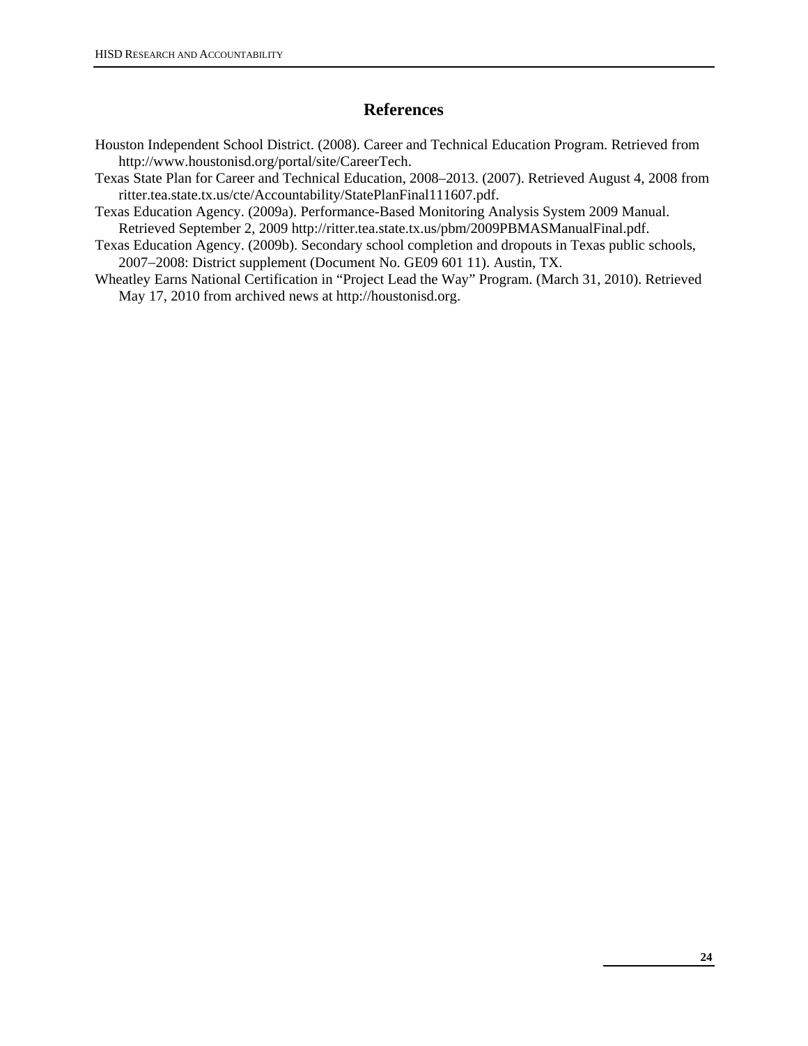# References

Houston Independent School District. (2008). Career and Technical Education Program. Retrieved from http://www.houstonisd.org/portal/site/CareerTech.

Texas State Plan for Career and Technical Education, 2008–2013. (2007). Retrieved August 4, 2008 from ritter.tea.state.tx.us/cte/Accountability/StatePlanFinal111607.pdf.

Texas Education Agency. (2009a). Performance-Based Monitoring Analysis System 2009 Manual. Retrieved September 2, 2009 http://ritter.tea.state.tx.us/pbm/2009PBMASManualFinal.pdf.

Texas Education Agency. (2009b). Secondary school completion and dropouts in Texas public schools, 2007−2008: District supplement (Document No. GE09 601 11). Austin, TX.

Wheatley Earns National Certification in "Project Lead the Way" Program. (March 31, 2010). Retrieved May 17, 2010 from archived news at http://houstonisd.org.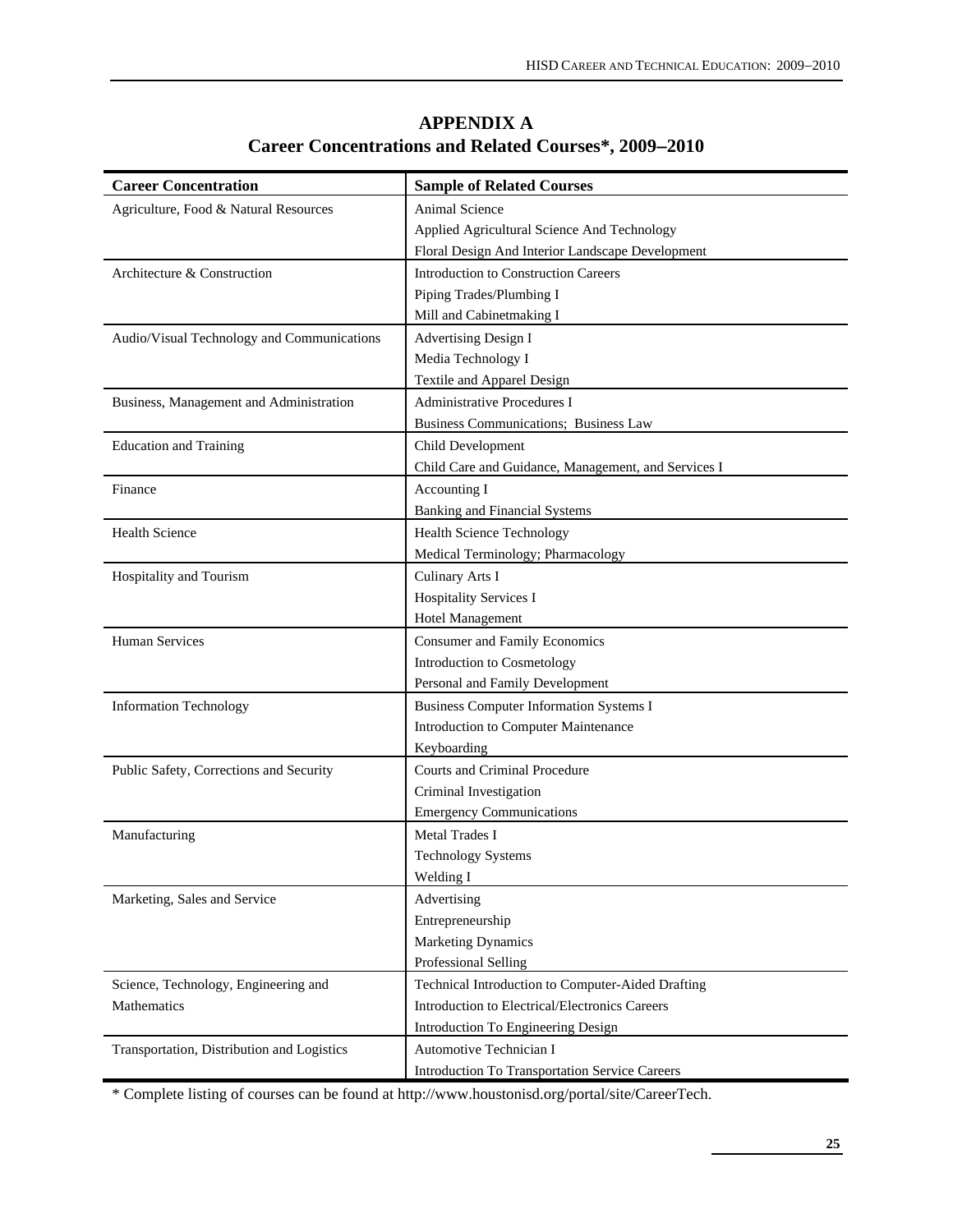# APPENDIX A

## Career Concentrations and Related Courses*, 2009–2010

| Career Concentration | Sample of Related Courses |
|---|---|
| Agriculture, Food & Natural Resources | Animal Science<br>Applied Agricultural Science And Technology<br>Floral Design And Interior Landscape Development |
| Architecture & Construction | Introduction to Construction Careers<br>Piping Trades/Plumbing I<br>Mill and Cabinetmaking I |
| Audio/Visual Technology and Communications | Advertising Design I<br>Media Technology I<br>Textile and Apparel Design |
| Business, Management and Administration | Administrative Procedures I<br>Business Communications; Business Law |
| Education and Training | Child Development<br>Child Care and Guidance, Management, and Services I |
| Finance | Accounting I<br>Banking and Financial Systems |
| Health Science | Health Science Technology<br>Medical Terminology; Pharmacology |
| Hospitality and Tourism | Culinary Arts I<br>Hospitality Services I<br>Hotel Management |
| Human Services | Consumer and Family Economics<br>Introduction to Cosmetology<br>Personal and Family Development |
| Information Technology | Business Computer Information Systems I<br>Introduction to Computer Maintenance<br>Keyboarding |
| Public Safety, Corrections and Security | Courts and Criminal Procedure<br>Criminal Investigation<br>Emergency Communications |
| Manufacturing | Metal Trades I<br>Technology Systems<br>Welding I |
| Marketing, Sales and Service | Advertising<br>Entrepreneurship<br>Marketing Dynamics<br>Professional Selling |
| Science, Technology, Engineering and Mathematics | Technical Introduction to Computer-Aided Drafting<br>Introduction to Electrical/Electronics Careers<br>Introduction To Engineering Design |
| Transportation, Distribution and Logistics | Automotive Technician I<br>Introduction To Transportation Service Careers |

* Complete listing of courses can be found at http://www.houstonisd.org/portal/site/CareerTech.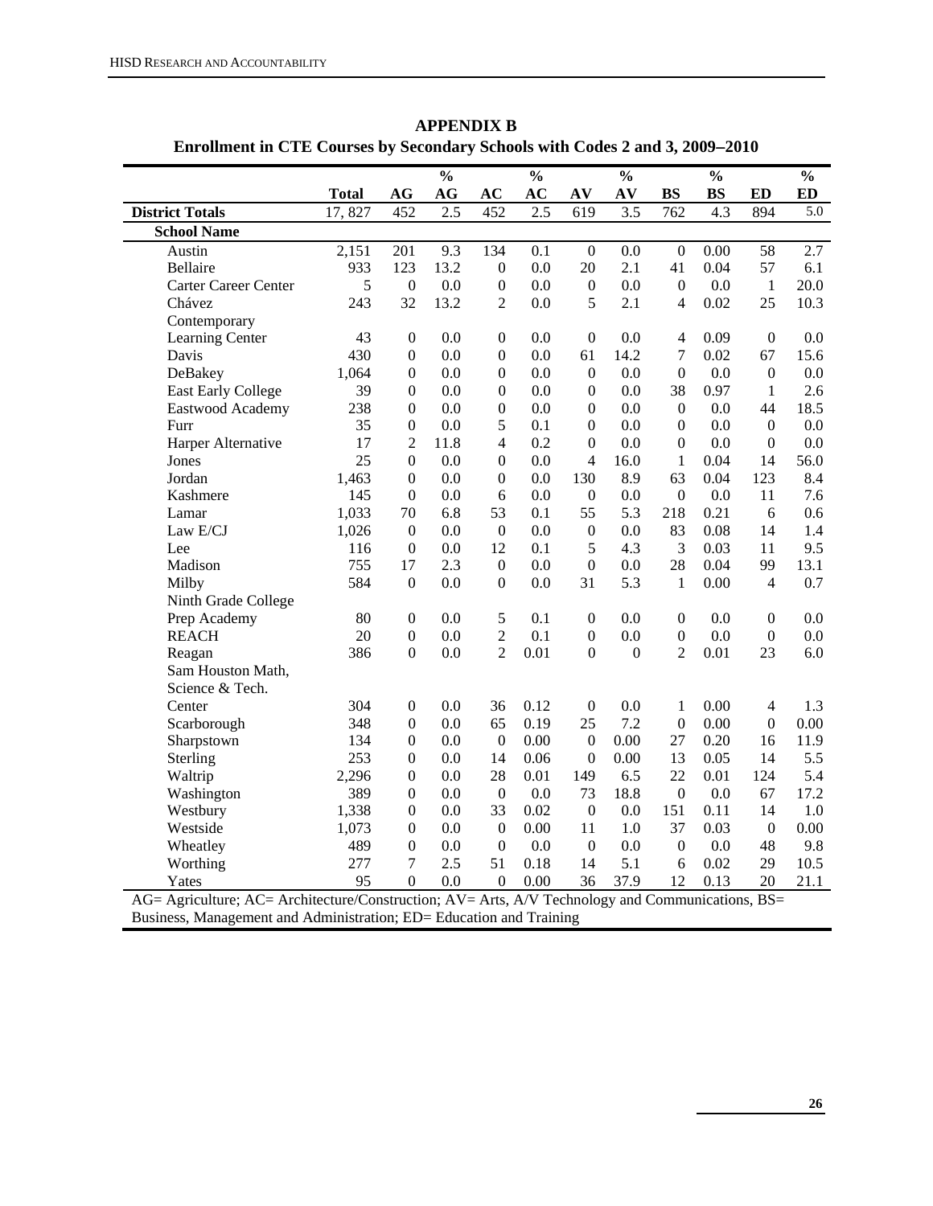# APPENDIX B

## Enrollment in CTE Courses by Secondary Schools with Codes 2 and 3, 2009–2010

| | Total | AG | % AG | AC | % AC | AV | % AV | BS | % BS | ED | % ED |
|---|---|---|---|---|---|---|---|---|---|---|---|
| **District Totals** | 17, 827 | 452 | 2.5 | 452 | 2.5 | 619 | 3.5 | 762 | 4.3 | 894 | 5.0 |
| **School Name** | | | | | | | | | | | |
| Austin | 2,151 | 201 | 9.3 | 134 | 0.1 | 0 | 0.0 | 0 | 0.00 | 58 | 2.7 |
| Bellaire | 933 | 123 | 13.2 | 0 | 0.0 | 20 | 2.1 | 41 | 0.04 | 57 | 6.1 |
| Carter Career Center | 5 | 0 | 0.0 | 0 | 0.0 | 0 | 0.0 | 0 | 0.0 | 1 | 20.0 |
| Chávez | 243 | 32 | 13.2 | 2 | 0.0 | 5 | 2.1 | 4 | 0.02 | 25 | 10.3 |
| Contemporary Learning Center | 43 | 0 | 0.0 | 0 | 0.0 | 0 | 0.0 | 4 | 0.09 | 0 | 0.0 |
| Davis | 430 | 0 | 0.0 | 0 | 0.0 | 61 | 14.2 | 7 | 0.02 | 67 | 15.6 |
| DeBakey | 1,064 | 0 | 0.0 | 0 | 0.0 | 0 | 0.0 | 0 | 0.0 | 0 | 0.0 |
| East Early College | 39 | 0 | 0.0 | 0 | 0.0 | 0 | 0.0 | 38 | 0.97 | 1 | 2.6 |
| Eastwood Academy | 238 | 0 | 0.0 | 0 | 0.0 | 0 | 0.0 | 0 | 0.0 | 44 | 18.5 |
| Furr | 35 | 0 | 0.0 | 5 | 0.1 | 0 | 0.0 | 0 | 0.0 | 0 | 0.0 |
| Harper Alternative | 17 | 2 | 11.8 | 4 | 0.2 | 0 | 0.0 | 0 | 0.0 | 0 | 0.0 |
| Jones | 25 | 0 | 0.0 | 0 | 0.0 | 4 | 16.0 | 1 | 0.04 | 14 | 56.0 |
| Jordan | 1,463 | 0 | 0.0 | 0 | 0.0 | 130 | 8.9 | 63 | 0.04 | 123 | 8.4 |
| Kashmere | 145 | 0 | 0.0 | 6 | 0.0 | 0 | 0.0 | 0 | 0.0 | 11 | 7.6 |
| Lamar | 1,033 | 70 | 6.8 | 53 | 0.1 | 55 | 5.3 | 218 | 0.21 | 6 | 0.6 |
| Law E/CJ | 1,026 | 0 | 0.0 | 0 | 0.0 | 0 | 0.0 | 83 | 0.08 | 14 | 1.4 |
| Lee | 116 | 0 | 0.0 | 12 | 0.1 | 5 | 4.3 | 3 | 0.03 | 11 | 9.5 |
| Madison | 755 | 17 | 2.3 | 0 | 0.0 | 0 | 0.0 | 28 | 0.04 | 99 | 13.1 |
| Milby | 584 | 0 | 0.0 | 0 | 0.0 | 31 | 5.3 | 1 | 0.00 | 4 | 0.7 |
| Ninth Grade College Prep Academy | 80 | 0 | 0.0 | 5 | 0.1 | 0 | 0.0 | 0 | 0.0 | 0 | 0.0 |
| REACH | 20 | 0 | 0.0 | 2 | 0.1 | 0 | 0.0 | 0 | 0.0 | 0 | 0.0 |
| Reagan | 386 | 0 | 0.0 | 2 | 0.01 | 0 | 0 | 2 | 0.01 | 23 | 6.0 |
| Sam Houston Math, Science & Tech. Center | 304 | 0 | 0.0 | 36 | 0.12 | 0 | 0.0 | 1 | 0.00 | 4 | 1.3 |
| Scarborough | 348 | 0 | 0.0 | 65 | 0.19 | 25 | 7.2 | 0 | 0.00 | 0 | 0.00 |
| Sharpstown | 134 | 0 | 0.0 | 0 | 0.00 | 0 | 0.00 | 27 | 0.20 | 16 | 11.9 |
| Sterling | 253 | 0 | 0.0 | 14 | 0.06 | 0 | 0.00 | 13 | 0.05 | 14 | 5.5 |
| Waltrip | 2,296 | 0 | 0.0 | 28 | 0.01 | 149 | 6.5 | 22 | 0.01 | 124 | 5.4 |
| Washington | 389 | 0 | 0.0 | 0 | 0.0 | 73 | 18.8 | 0 | 0.0 | 67 | 17.2 |
| Westbury | 1,338 | 0 | 0.0 | 33 | 0.02 | 0 | 0.0 | 151 | 0.11 | 14 | 1.0 |
| Westside | 1,073 | 0 | 0.0 | 0 | 0.00 | 11 | 1.0 | 37 | 0.03 | 0 | 0.00 |
| Wheatley | 489 | 0 | 0.0 | 0 | 0.0 | 0 | 0.0 | 0 | 0.0 | 48 | 9.8 |
| Worthing | 277 | 7 | 2.5 | 51 | 0.18 | 14 | 5.1 | 6 | 0.02 | 29 | 10.5 |
| Yates | 95 | 0 | 0.0 | 0 | 0.00 | 36 | 37.9 | 12 | 0.13 | 20 | 21.1 |

AG= Agriculture; AC= Architecture/Construction; AV= Arts, A/V Technology and Communications, BS= Business, Management and Administration; ED= Education and Training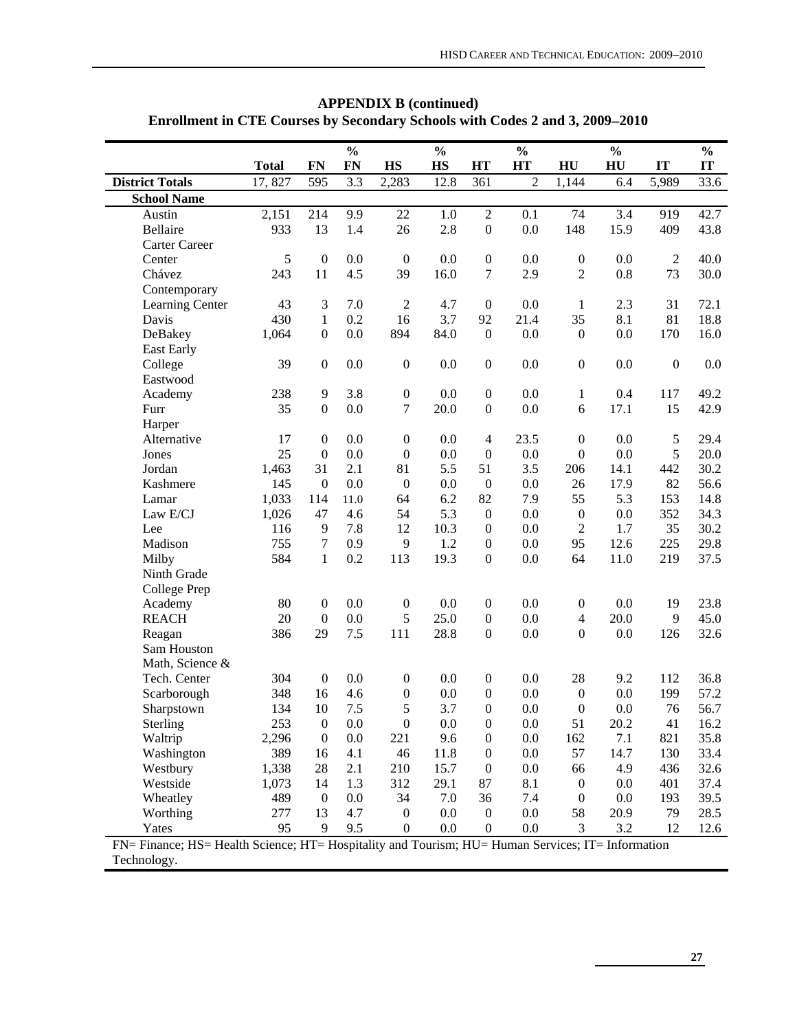**APPENDIX B (continued)**
**Enrollment in CTE Courses by Secondary Schools with Codes 2 and 3, 2009–2010**

| | Total | FN | % FN | HS | % HS | HT | % HT | HU | % HU | IT | % IT |
|---|---|---|---|---|---|---|---|---|---|---|---|
| **District Totals** | 17, 827 | 595 | 3.3 | 2,283 | 12.8 | 361 | 2 | 1,144 | 6.4 | 5,989 | 33.6 |
| **School Name** | | | | | | | | | | | |
| Austin | 2,151 | 214 | 9.9 | 22 | 1.0 | 2 | 0.1 | 74 | 3.4 | 919 | 42.7 |
| Bellaire | 933 | 13 | 1.4 | 26 | 2.8 | 0 | 0.0 | 148 | 15.9 | 409 | 43.8 |
| Carter Career Center | 5 | 0 | 0.0 | 0 | 0.0 | 0 | 0.0 | 0 | 0.0 | 2 | 40.0 |
| Chávez | 243 | 11 | 4.5 | 39 | 16.0 | 7 | 2.9 | 2 | 0.8 | 73 | 30.0 |
| Contemporary Learning Center | 43 | 3 | 7.0 | 2 | 4.7 | 0 | 0.0 | 1 | 2.3 | 31 | 72.1 |
| Davis | 430 | 1 | 0.2 | 16 | 3.7 | 92 | 21.4 | 35 | 8.1 | 81 | 18.8 |
| DeBakey | 1,064 | 0 | 0.0 | 894 | 84.0 | 0 | 0.0 | 0 | 0.0 | 170 | 16.0 |
| East Early College | 39 | 0 | 0.0 | 0 | 0.0 | 0 | 0.0 | 0 | 0.0 | 0 | 0.0 |
| Eastwood Academy | 238 | 9 | 3.8 | 0 | 0.0 | 0 | 0.0 | 1 | 0.4 | 117 | 49.2 |
| Furr | 35 | 0 | 0.0 | 7 | 20.0 | 0 | 0.0 | 6 | 17.1 | 15 | 42.9 |
| Harper Alternative | 17 | 0 | 0.0 | 0 | 0.0 | 4 | 23.5 | 0 | 0.0 | 5 | 29.4 |
| Jones | 25 | 0 | 0.0 | 0 | 0.0 | 0 | 0.0 | 0 | 0.0 | 5 | 20.0 |
| Jordan | 1,463 | 31 | 2.1 | 81 | 5.5 | 51 | 3.5 | 206 | 14.1 | 442 | 30.2 |
| Kashmere | 145 | 0 | 0.0 | 0 | 0.0 | 0 | 0.0 | 26 | 17.9 | 82 | 56.6 |
| Lamar | 1,033 | 114 | 11.0 | 64 | 6.2 | 82 | 7.9 | 55 | 5.3 | 153 | 14.8 |
| Law E/CJ | 1,026 | 47 | 4.6 | 54 | 5.3 | 0 | 0.0 | 0 | 0.0 | 352 | 34.3 |
| Lee | 116 | 9 | 7.8 | 12 | 10.3 | 0 | 0.0 | 2 | 1.7 | 35 | 30.2 |
| Madison | 755 | 7 | 0.9 | 9 | 1.2 | 0 | 0.0 | 95 | 12.6 | 225 | 29.8 |
| Milby | 584 | 1 | 0.2 | 113 | 19.3 | 0 | 0.0 | 64 | 11.0 | 219 | 37.5 |
| Ninth Grade College Prep Academy | 80 | 0 | 0.0 | 0 | 0.0 | 0 | 0.0 | 0 | 0.0 | 19 | 23.8 |
| REACH | 20 | 0 | 0.0 | 5 | 25.0 | 0 | 0.0 | 4 | 20.0 | 9 | 45.0 |
| Reagan | 386 | 29 | 7.5 | 111 | 28.8 | 0 | 0.0 | 0 | 0.0 | 126 | 32.6 |
| Sam Houston Math, Science & Tech. Center | 304 | 0 | 0.0 | 0 | 0.0 | 0 | 0.0 | 28 | 9.2 | 112 | 36.8 |
| Scarborough | 348 | 16 | 4.6 | 0 | 0.0 | 0 | 0.0 | 0 | 0.0 | 199 | 57.2 |
| Sharpstown | 134 | 10 | 7.5 | 5 | 3.7 | 0 | 0.0 | 0 | 0.0 | 76 | 56.7 |
| Sterling | 253 | 0 | 0.0 | 0 | 0.0 | 0 | 0.0 | 51 | 20.2 | 41 | 16.2 |
| Waltrip | 2,296 | 0 | 0.0 | 221 | 9.6 | 0 | 0.0 | 162 | 7.1 | 821 | 35.8 |
| Washington | 389 | 16 | 4.1 | 46 | 11.8 | 0 | 0.0 | 57 | 14.7 | 130 | 33.4 |
| Westbury | 1,338 | 28 | 2.1 | 210 | 15.7 | 0 | 0.0 | 66 | 4.9 | 436 | 32.6 |
| Westside | 1,073 | 14 | 1.3 | 312 | 29.1 | 87 | 8.1 | 0 | 0.0 | 401 | 37.4 |
| Wheatley | 489 | 0 | 0.0 | 34 | 7.0 | 36 | 7.4 | 0 | 0.0 | 193 | 39.5 |
| Worthing | 277 | 13 | 4.7 | 0 | 0.0 | 0 | 0.0 | 58 | 20.9 | 79 | 28.5 |
| Yates | 95 | 9 | 9.5 | 0 | 0.0 | 0 | 0.0 | 3 | 3.2 | 12 | 12.6 |

FN= Finance; HS= Health Science; HT= Hospitality and Tourism; HU= Human Services; IT= Information Technology.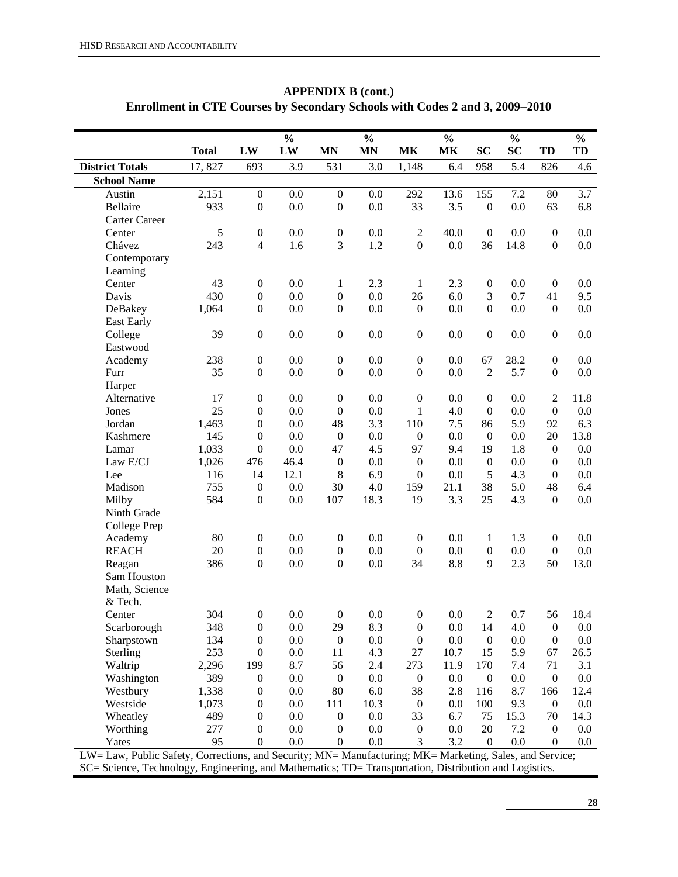## APPENDIX B (cont.)
## Enrollment in CTE Courses by Secondary Schools with Codes 2 and 3, 2009–2010

| | Total | LW | % LW | MN | % MN | MK | % MK | SC | % SC | TD | % TD |
|---|---|---|---|---|---|---|---|---|---|---|---|
| **District Totals** | 17, 827 | 693 | 3.9 | 531 | 3.0 | 1,148 | 6.4 | 958 | 5.4 | 826 | 4.6 |
| **School Name** | | | | | | | | | | | |
| Austin | 2,151 | 0 | 0.0 | 0 | 0.0 | 292 | 13.6 | 155 | 7.2 | 80 | 3.7 |
| Bellaire | 933 | 0 | 0.0 | 0 | 0.0 | 33 | 3.5 | 0 | 0.0 | 63 | 6.8 |
| Carter Career Center | 5 | 0 | 0.0 | 0 | 0.0 | 2 | 40.0 | 0 | 0.0 | 0 | 0.0 |
| Chávez | 243 | 4 | 1.6 | 3 | 1.2 | 0 | 0.0 | 36 | 14.8 | 0 | 0.0 |
| Contemporary Learning Center | 43 | 0 | 0.0 | 1 | 2.3 | 1 | 2.3 | 0 | 0.0 | 0 | 0.0 |
| Davis | 430 | 0 | 0.0 | 0 | 0.0 | 26 | 6.0 | 3 | 0.7 | 41 | 9.5 |
| DeBakey | 1,064 | 0 | 0.0 | 0 | 0.0 | 0 | 0.0 | 0 | 0.0 | 0 | 0.0 |
| East Early College | 39 | 0 | 0.0 | 0 | 0.0 | 0 | 0.0 | 0 | 0.0 | 0 | 0.0 |
| Eastwood Academy | 238 | 0 | 0.0 | 0 | 0.0 | 0 | 0.0 | 67 | 28.2 | 0 | 0.0 |
| Furr | 35 | 0 | 0.0 | 0 | 0.0 | 0 | 0.0 | 2 | 5.7 | 0 | 0.0 |
| Harper Alternative | 17 | 0 | 0.0 | 0 | 0.0 | 0 | 0.0 | 0 | 0.0 | 2 | 11.8 |
| Jones | 25 | 0 | 0.0 | 0 | 0.0 | 1 | 4.0 | 0 | 0.0 | 0 | 0.0 |
| Jordan | 1,463 | 0 | 0.0 | 48 | 3.3 | 110 | 7.5 | 86 | 5.9 | 92 | 6.3 |
| Kashmere | 145 | 0 | 0.0 | 0 | 0.0 | 0 | 0.0 | 0 | 0.0 | 20 | 13.8 |
| Lamar | 1,033 | 0 | 0.0 | 47 | 4.5 | 97 | 9.4 | 19 | 1.8 | 0 | 0.0 |
| Law E/CJ | 1,026 | 476 | 46.4 | 0 | 0.0 | 0 | 0.0 | 0 | 0.0 | 0 | 0.0 |
| Lee | 116 | 14 | 12.1 | 8 | 6.9 | 0 | 0.0 | 5 | 4.3 | 0 | 0.0 |
| Madison | 755 | 0 | 0.0 | 30 | 4.0 | 159 | 21.1 | 38 | 5.0 | 48 | 6.4 |
| Milby | 584 | 0 | 0.0 | 107 | 18.3 | 19 | 3.3 | 25 | 4.3 | 0 | 0.0 |
| Ninth Grade College Prep Academy | 80 | 0 | 0.0 | 0 | 0.0 | 0 | 0.0 | 1 | 1.3 | 0 | 0.0 |
| REACH | 20 | 0 | 0.0 | 0 | 0.0 | 0 | 0.0 | 0 | 0.0 | 0 | 0.0 |
| Reagan | 386 | 0 | 0.0 | 0 | 0.0 | 34 | 8.8 | 9 | 2.3 | 50 | 13.0 |
| Sam Houston Math, Science & Tech. Center | 304 | 0 | 0.0 | 0 | 0.0 | 0 | 0.0 | 2 | 0.7 | 56 | 18.4 |
| Scarborough | 348 | 0 | 0.0 | 29 | 8.3 | 0 | 0.0 | 14 | 4.0 | 0 | 0.0 |
| Sharpstown | 134 | 0 | 0.0 | 0 | 0.0 | 0 | 0.0 | 0 | 0.0 | 0 | 0.0 |
| Sterling | 253 | 0 | 0.0 | 11 | 4.3 | 27 | 10.7 | 15 | 5.9 | 67 | 26.5 |
| Waltrip | 2,296 | 199 | 8.7 | 56 | 2.4 | 273 | 11.9 | 170 | 7.4 | 71 | 3.1 |
| Washington | 389 | 0 | 0.0 | 0 | 0.0 | 0 | 0.0 | 0 | 0.0 | 0 | 0.0 |
| Westbury | 1,338 | 0 | 0.0 | 80 | 6.0 | 38 | 2.8 | 116 | 8.7 | 166 | 12.4 |
| Westside | 1,073 | 0 | 0.0 | 111 | 10.3 | 0 | 0.0 | 100 | 9.3 | 0 | 0.0 |
| Wheatley | 489 | 0 | 0.0 | 0 | 0.0 | 33 | 6.7 | 75 | 15.3 | 70 | 14.3 |
| Worthing | 277 | 0 | 0.0 | 0 | 0.0 | 0 | 0.0 | 20 | 7.2 | 0 | 0.0 |
| Yates | 95 | 0 | 0.0 | 0 | 0.0 | 3 | 3.2 | 0 | 0.0 | 0 | 0.0 |

LW= Law, Public Safety, Corrections, and Security; MN= Manufacturing; MK= Marketing, Sales, and Service; SC= Science, Technology, Engineering, and Mathematics; TD= Transportation, Distribution and Logistics.